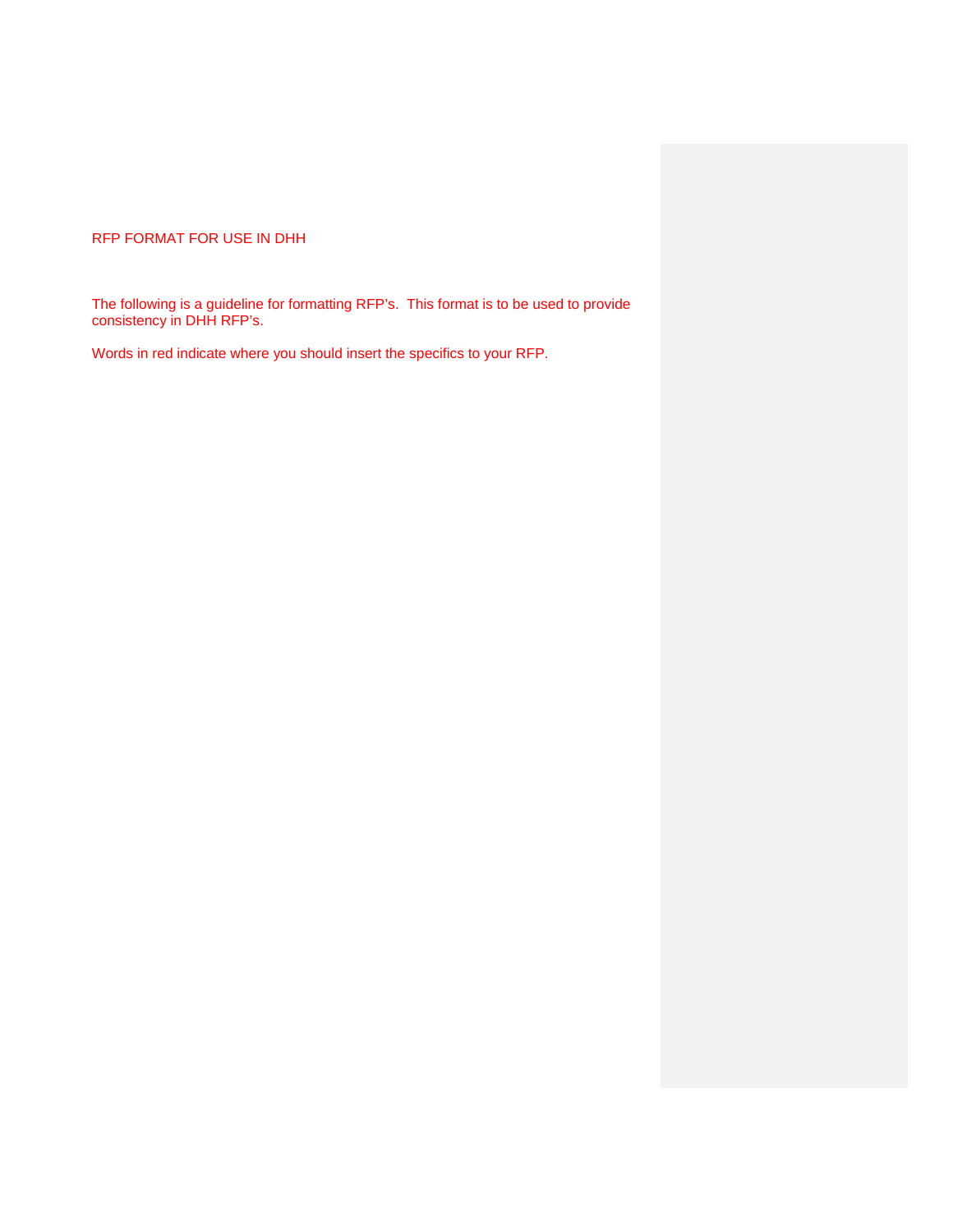RFP FORMAT FOR USE IN DHH

The following is a guideline for formatting RFP's. This format is to be used to provide consistency in DHH RFP's.

Words in red indicate where you should insert the specifics to your RFP.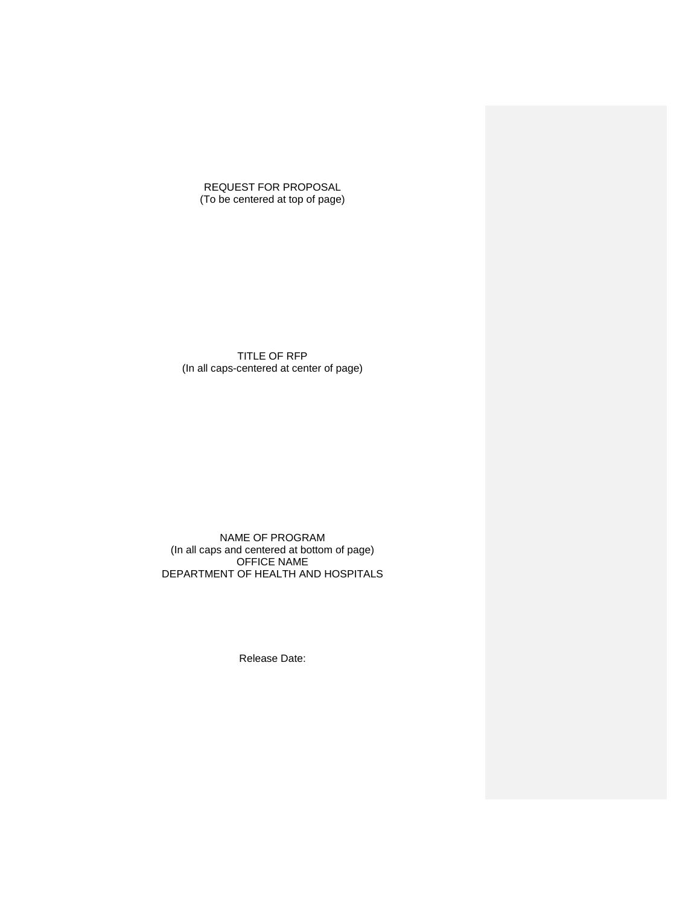REQUEST FOR PROPOSAL
(To be centered at top of page)

TITLE OF RFP
(In all caps-centered at center of page)

NAME OF PROGRAM
(In all caps and centered at bottom of page)
OFFICE NAME
DEPARTMENT OF HEALTH AND HOSPITALS

Release Date: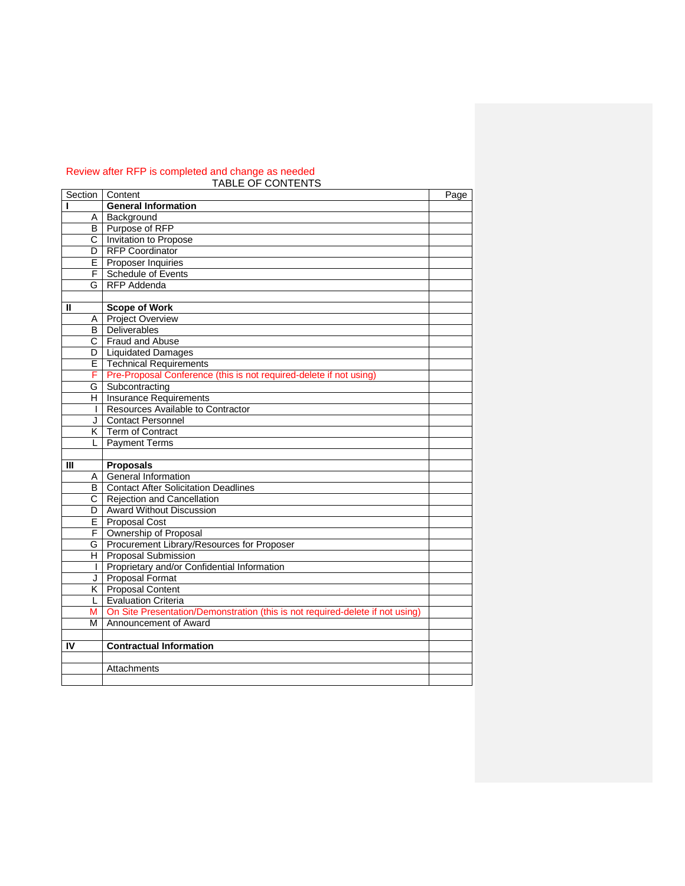Review after RFP is completed and change as needed

TABLE OF CONTENTS

| Section | Content | Page |
|---|---|---|
| **I** | **General Information** | |
| A | Background | |
| B | Purpose of RFP | |
| C | Invitation to Propose | |
| D | RFP Coordinator | |
| E | Proposer Inquiries | |
| F | Schedule of Events | |
| G | RFP Addenda | |
| | | |
| **II** | **Scope of Work** | |
| A | Project Overview | |
| B | Deliverables | |
| C | Fraud and Abuse | |
| D | Liquidated Damages | |
| E | Technical Requirements | |
| F | Pre-Proposal Conference (this is not required-delete if not using) | |
| G | Subcontracting | |
| H | Insurance Requirements | |
| I | Resources Available to Contractor | |
| J | Contact Personnel | |
| K | Term of Contract | |
| L | Payment Terms | |
| | | |
| **III** | **Proposals** | |
| A | General Information | |
| B | Contact After Solicitation Deadlines | |
| C | Rejection and Cancellation | |
| D | Award Without Discussion | |
| E | Proposal Cost | |
| F | Ownership of Proposal | |
| G | Procurement Library/Resources for Proposer | |
| H | Proposal Submission | |
| I | Proprietary and/or Confidential Information | |
| J | Proposal Format | |
| K | Proposal Content | |
| L | Evaluation Criteria | |
| M | On Site Presentation/Demonstration (this is not required-delete if not using) | |
| M | Announcement of Award | |
| | | |
| **IV** | **Contractual Information** | |
| | | |
| | Attachments | |
| | | |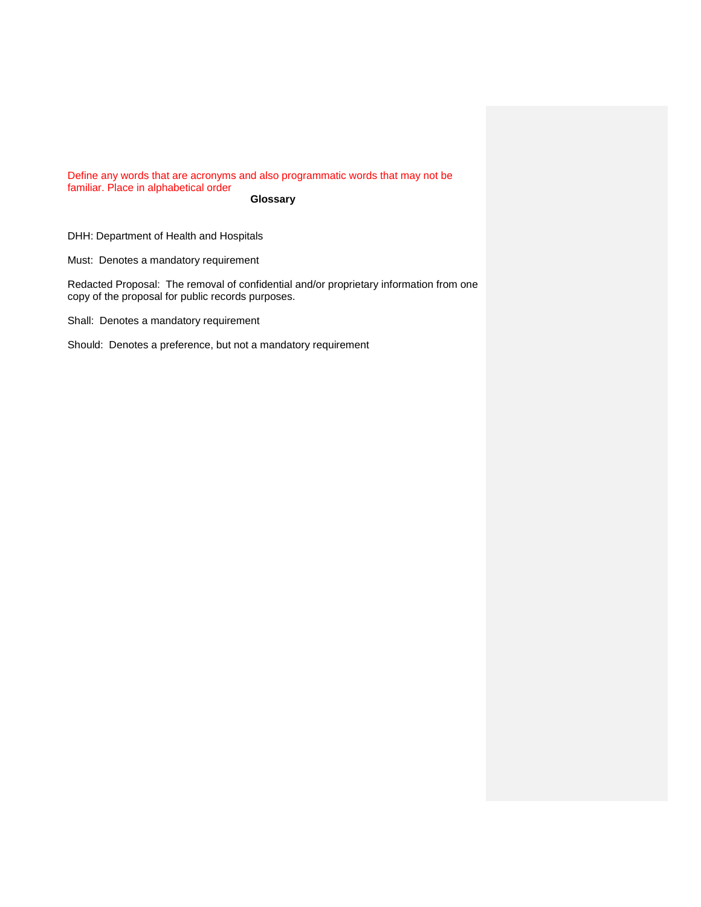Define any words that are acronyms and also programmatic words that may not be familiar. Place in alphabetical order

## Glossary

DHH: Department of Health and Hospitals

Must: Denotes a mandatory requirement

Redacted Proposal: The removal of confidential and/or proprietary information from one copy of the proposal for public records purposes.

Shall: Denotes a mandatory requirement

Should: Denotes a preference, but not a mandatory requirement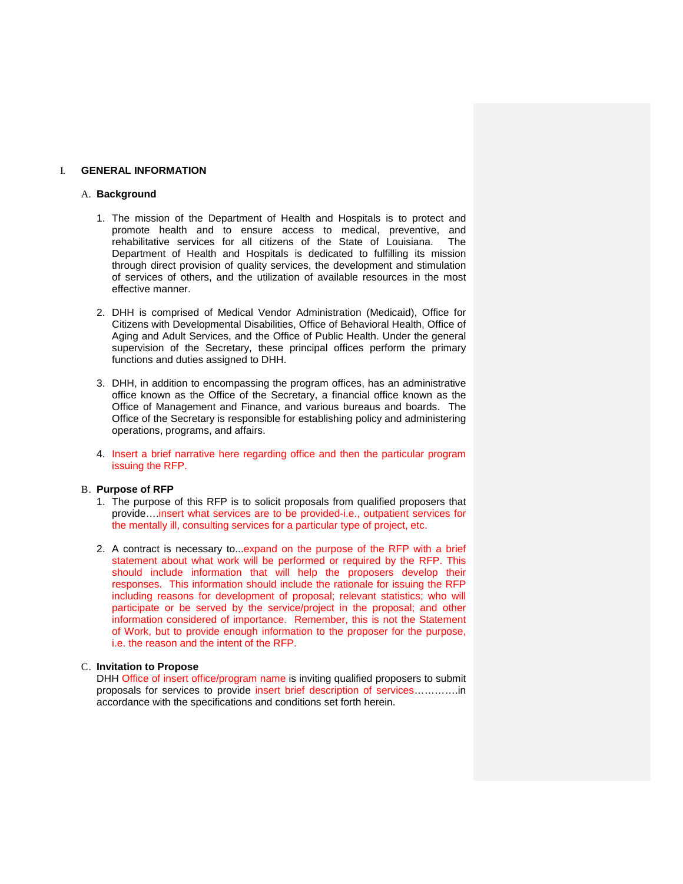# I. GENERAL INFORMATION

## A. Background

1. The mission of the Department of Health and Hospitals is to protect and promote health and to ensure access to medical, preventive, and rehabilitative services for all citizens of the State of Louisiana. The Department of Health and Hospitals is dedicated to fulfilling its mission through direct provision of quality services, the development and stimulation of services of others, and the utilization of available resources in the most effective manner.

2. DHH is comprised of Medical Vendor Administration (Medicaid), Office for Citizens with Developmental Disabilities, Office of Behavioral Health, Office of Aging and Adult Services, and the Office of Public Health. Under the general supervision of the Secretary, these principal offices perform the primary functions and duties assigned to DHH.

3. DHH, in addition to encompassing the program offices, has an administrative office known as the Office of the Secretary, a financial office known as the Office of Management and Finance, and various bureaus and boards. The Office of the Secretary is responsible for establishing policy and administering operations, programs, and affairs.

4. Insert a brief narrative here regarding office and then the particular program issuing the RFP.

## B. Purpose of RFP

1. The purpose of this RFP is to solicit proposals from qualified proposers that provide….insert what services are to be provided-i.e., outpatient services for the mentally ill, consulting services for a particular type of project, etc.

2. A contract is necessary to...expand on the purpose of the RFP with a brief statement about what work will be performed or required by the RFP. This should include information that will help the proposers develop their responses. This information should include the rationale for issuing the RFP including reasons for development of proposal; relevant statistics; who will participate or be served by the service/project in the proposal; and other information considered of importance. Remember, this is not the Statement of Work, but to provide enough information to the proposer for the purpose, i.e. the reason and the intent of the RFP.

## C. Invitation to Propose

DHH Office of insert office/program name is inviting qualified proposers to submit proposals for services to provide insert brief description of services…………in accordance with the specifications and conditions set forth herein.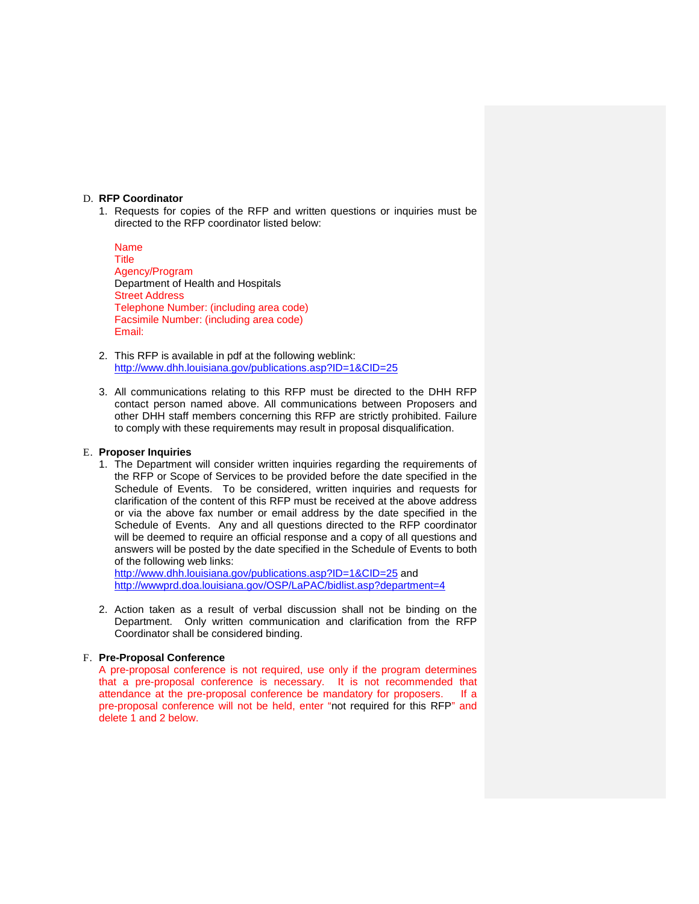D. **RFP Coordinator**

1. Requests for copies of the RFP and written questions or inquiries must be directed to the RFP coordinator listed below:

   Name
   Title
   Agency/Program
   Department of Health and Hospitals
   Street Address
   Telephone Number: (including area code)
   Facsimile Number: (including area code)
   Email:

2. This RFP is available in pdf at the following weblink: http://www.dhh.louisiana.gov/publications.asp?ID=1&CID=25

3. All communications relating to this RFP must be directed to the DHH RFP contact person named above. All communications between Proposers and other DHH staff members concerning this RFP are strictly prohibited. Failure to comply with these requirements may result in proposal disqualification.

E. **Proposer Inquiries**

1. The Department will consider written inquiries regarding the requirements of the RFP or Scope of Services to be provided before the date specified in the Schedule of Events. To be considered, written inquiries and requests for clarification of the content of this RFP must be received at the above address or via the above fax number or email address by the date specified in the Schedule of Events. Any and all questions directed to the RFP coordinator will be deemed to require an official response and a copy of all questions and answers will be posted by the date specified in the Schedule of Events to both of the following web links:
   http://www.dhh.louisiana.gov/publications.asp?ID=1&CID=25 and
   http://wwwprd.doa.louisiana.gov/OSP/LaPAC/bidlist.asp?department=4

2. Action taken as a result of verbal discussion shall not be binding on the Department. Only written communication and clarification from the RFP Coordinator shall be considered binding.

F. **Pre-Proposal Conference**

A pre-proposal conference is not required, use only if the program determines that a pre-proposal conference is necessary. It is not recommended that attendance at the pre-proposal conference be mandatory for proposers. If a pre-proposal conference will not be held, enter "not required for this RFP" and delete 1 and 2 below.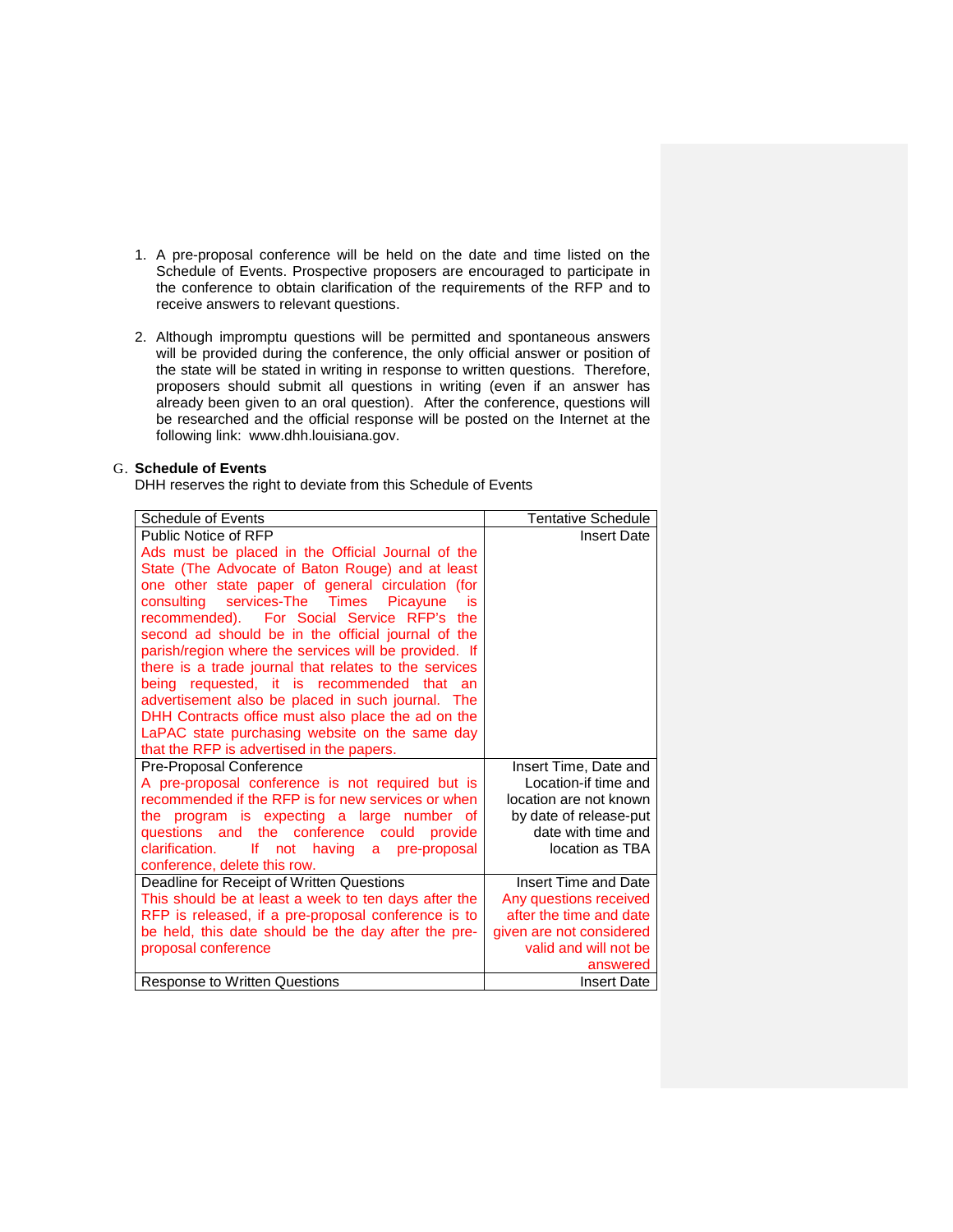1. A pre-proposal conference will be held on the date and time listed on the Schedule of Events. Prospective proposers are encouraged to participate in the conference to obtain clarification of the requirements of the RFP and to receive answers to relevant questions.

2. Although impromptu questions will be permitted and spontaneous answers will be provided during the conference, the only official answer or position of the state will be stated in writing in response to written questions. Therefore, proposers should submit all questions in writing (even if an answer has already been given to an oral question). After the conference, questions will be researched and the official response will be posted on the Internet at the following link: www.dhh.louisiana.gov.

G. **Schedule of Events**

DHH reserves the right to deviate from this Schedule of Events

| Schedule of Events | Tentative Schedule |
|---|---|
| Public Notice of RFP<br>Ads must be placed in the Official Journal of the State (The Advocate of Baton Rouge) and at least one other state paper of general circulation (for consulting services-The Times Picayune is recommended). For Social Service RFP's the second ad should be in the official journal of the parish/region where the services will be provided. If there is a trade journal that relates to the services being requested, it is recommended that an advertisement also be placed in such journal. The DHH Contracts office must also place the ad on the LaPAC state purchasing website on the same day that the RFP is advertised in the papers. | Insert Date |
| Pre-Proposal Conference<br>A pre-proposal conference is not required but is recommended if the RFP is for new services or when the program is expecting a large number of questions and the conference could provide clarification. If not having a pre-proposal conference, delete this row. | Insert Time, Date and Location-if time and location are not known by date of release-put date with time and location as TBA |
| Deadline for Receipt of Written Questions<br>This should be at least a week to ten days after the RFP is released, if a pre-proposal conference is to be held, this date should be the day after the pre-proposal conference | Insert Time and Date<br>Any questions received after the time and date given are not considered valid and will not be answered |
| Response to Written Questions | Insert Date |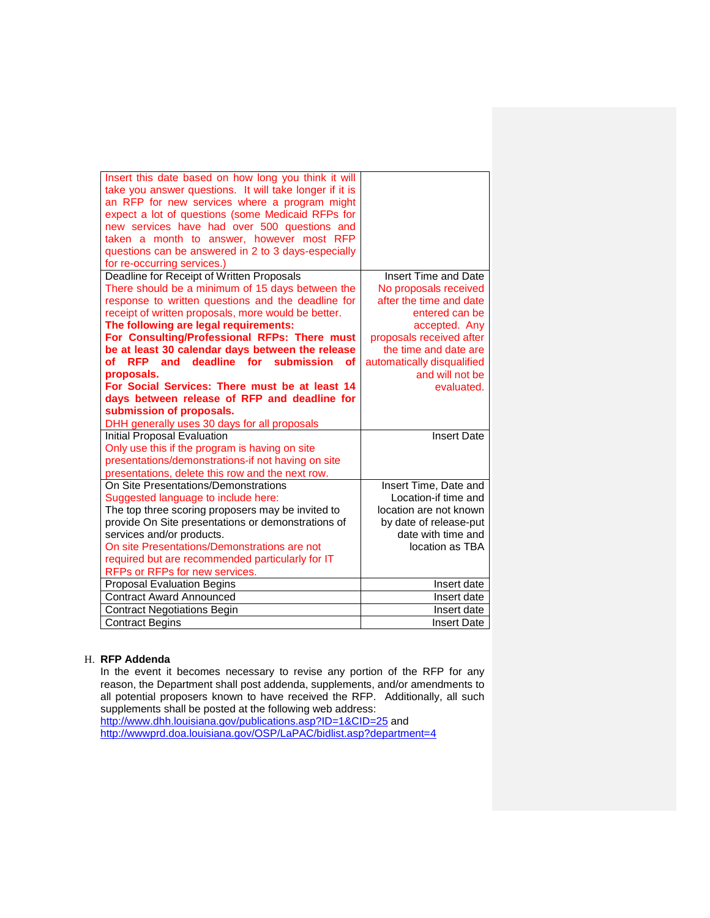| | |
|---|---|
| Insert this date based on how long you think it will take you answer questions. It will take longer if it is an RFP for new services where a program might expect a lot of questions (some Medicaid RFPs for new services have had over 500 questions and taken a month to answer, however most RFP questions can be answered in 2 to 3 days-especially for re-occurring services.) | |
| Deadline for Receipt of Written Proposals<br>There should be a minimum of 15 days between the response to written questions and the deadline for receipt of written proposals, more would be better.<br>**The following are legal requirements:**<br>**For Consulting/Professional RFPs: There must be at least 30 calendar days between the release of RFP and deadline for submission of proposals.**<br>**For Social Services: There must be at least 14 days between release of RFP and deadline for submission of proposals.**<br>DHH generally uses 30 days for all proposals | Insert Time and Date<br>No proposals received after the time and date entered can be accepted. Any proposals received after the time and date are automatically disqualified and will not be evaluated. |
| Initial Proposal Evaluation<br>Only use this if the program is having on site presentations/demonstrations-if not having on site presentations, delete this row and the next row. | Insert Date |
| On Site Presentations/Demonstrations<br>Suggested language to include here:<br>The top three scoring proposers may be invited to provide On Site presentations or demonstrations of services and/or products.<br>On site Presentations/Demonstrations are not required but are recommended particularly for IT RFPs or RFPs for new services. | Insert Time, Date and Location-if time and location are not known by date of release-put date with time and location as TBA |
| Proposal Evaluation Begins | Insert date |
| Contract Award Announced | Insert date |
| Contract Negotiations Begin | Insert date |
| Contract Begins | Insert Date |

H. **RFP Addenda**

In the event it becomes necessary to revise any portion of the RFP for any reason, the Department shall post addenda, supplements, and/or amendments to all potential proposers known to have received the RFP. Additionally, all such supplements shall be posted at the following web address:
http://www.dhh.louisiana.gov/publications.asp?ID=1&CID=25 and
http://wwwprd.doa.louisiana.gov/OSP/LaPAC/bidlist.asp?department=4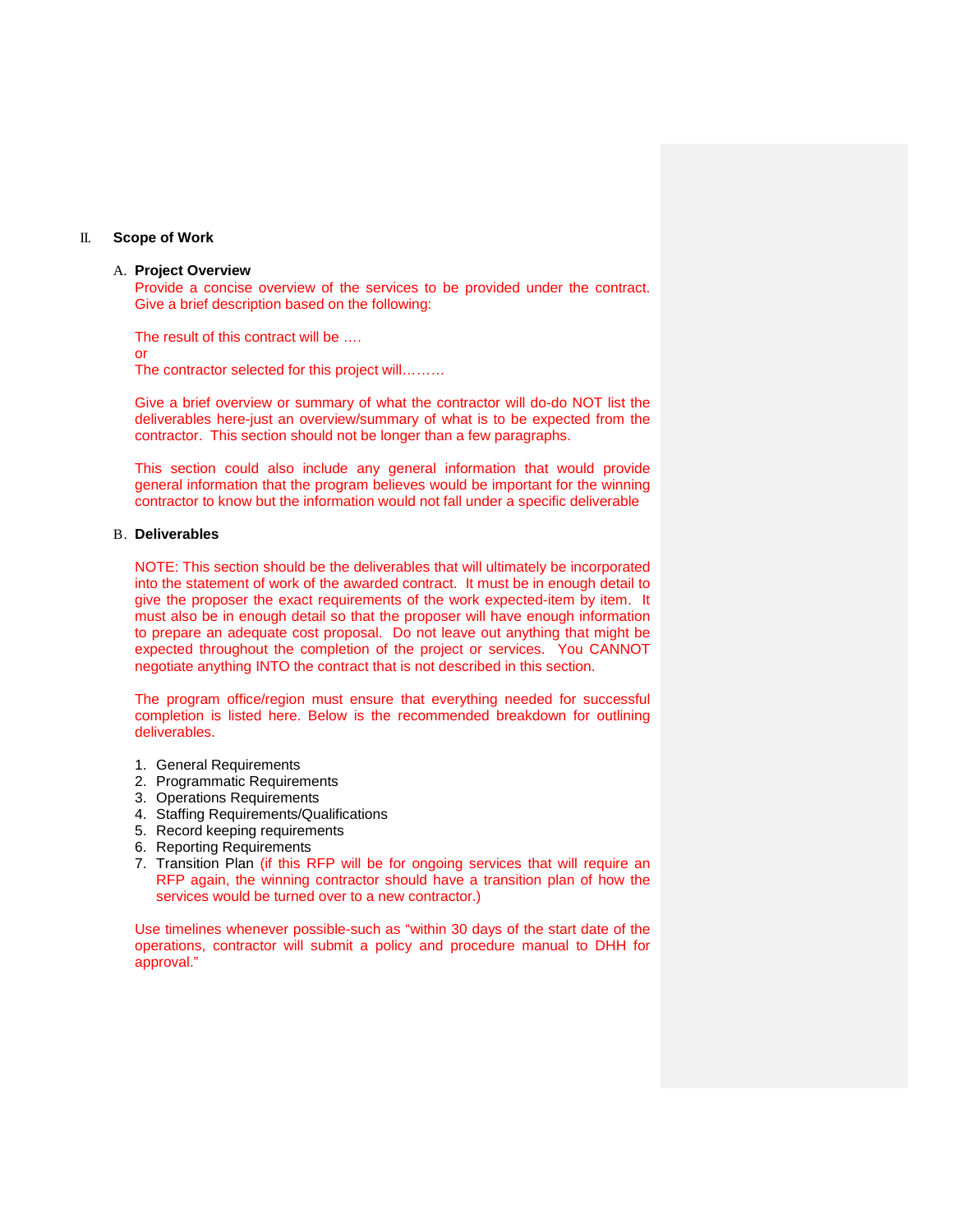## II. Scope of Work

### A. Project Overview

Provide a concise overview of the services to be provided under the contract. Give a brief description based on the following:

The result of this contract will be ….
or
The contractor selected for this project will………

Give a brief overview or summary of what the contractor will do-do NOT list the deliverables here-just an overview/summary of what is to be expected from the contractor. This section should not be longer than a few paragraphs.

This section could also include any general information that would provide general information that the program believes would be important for the winning contractor to know but the information would not fall under a specific deliverable

### B. Deliverables

NOTE: This section should be the deliverables that will ultimately be incorporated into the statement of work of the awarded contract. It must be in enough detail to give the proposer the exact requirements of the work expected-item by item. It must also be in enough detail so that the proposer will have enough information to prepare an adequate cost proposal. Do not leave out anything that might be expected throughout the completion of the project or services. You CANNOT negotiate anything INTO the contract that is not described in this section.

The program office/region must ensure that everything needed for successful completion is listed here. Below is the recommended breakdown for outlining deliverables.

1. General Requirements
2. Programmatic Requirements
3. Operations Requirements
4. Staffing Requirements/Qualifications
5. Record keeping requirements
6. Reporting Requirements
7. Transition Plan (if this RFP will be for ongoing services that will require an RFP again, the winning contractor should have a transition plan of how the services would be turned over to a new contractor.)

Use timelines whenever possible-such as "within 30 days of the start date of the operations, contractor will submit a policy and procedure manual to DHH for approval."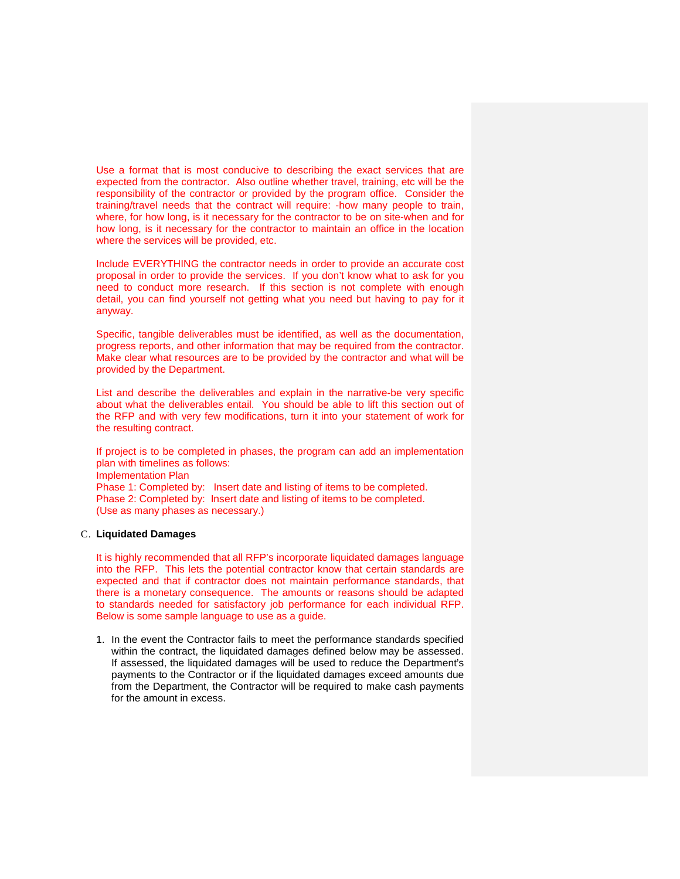Use a format that is most conducive to describing the exact services that are expected from the contractor. Also outline whether travel, training, etc will be the responsibility of the contractor or provided by the program office. Consider the training/travel needs that the contract will require: -how many people to train, where, for how long, is it necessary for the contractor to be on site-when and for how long, is it necessary for the contractor to maintain an office in the location where the services will be provided, etc.

Include EVERYTHING the contractor needs in order to provide an accurate cost proposal in order to provide the services. If you don't know what to ask for you need to conduct more research. If this section is not complete with enough detail, you can find yourself not getting what you need but having to pay for it anyway.

Specific, tangible deliverables must be identified, as well as the documentation, progress reports, and other information that may be required from the contractor. Make clear what resources are to be provided by the contractor and what will be provided by the Department.

List and describe the deliverables and explain in the narrative-be very specific about what the deliverables entail. You should be able to lift this section out of the RFP and with very few modifications, turn it into your statement of work for the resulting contract.

If project is to be completed in phases, the program can add an implementation plan with timelines as follows:
Implementation Plan
Phase 1: Completed by: Insert date and listing of items to be completed.
Phase 2: Completed by: Insert date and listing of items to be completed.
(Use as many phases as necessary.)

C. **Liquidated Damages**

It is highly recommended that all RFP's incorporate liquidated damages language into the RFP. This lets the potential contractor know that certain standards are expected and that if contractor does not maintain performance standards, that there is a monetary consequence. The amounts or reasons should be adapted to standards needed for satisfactory job performance for each individual RFP. Below is some sample language to use as a guide.

1. In the event the Contractor fails to meet the performance standards specified within the contract, the liquidated damages defined below may be assessed. If assessed, the liquidated damages will be used to reduce the Department's payments to the Contractor or if the liquidated damages exceed amounts due from the Department, the Contractor will be required to make cash payments for the amount in excess.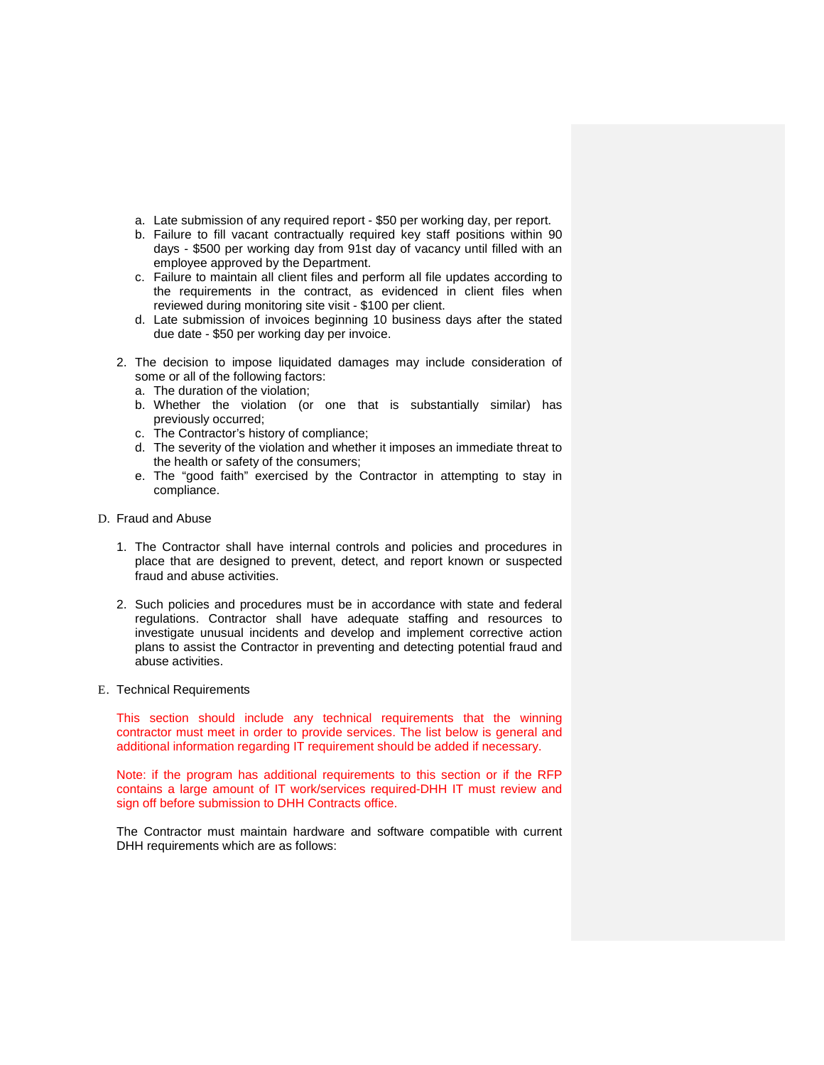a. Late submission of any required report - $50 per working day, per report.
b. Failure to fill vacant contractually required key staff positions within 90 days - $500 per working day from 91st day of vacancy until filled with an employee approved by the Department.
c. Failure to maintain all client files and perform all file updates according to the requirements in the contract, as evidenced in client files when reviewed during monitoring site visit - $100 per client.
d. Late submission of invoices beginning 10 business days after the stated due date - $50 per working day per invoice.

2. The decision to impose liquidated damages may include consideration of some or all of the following factors:
   a. The duration of the violation;
   b. Whether the violation (or one that is substantially similar) has previously occurred;
   c. The Contractor's history of compliance;
   d. The severity of the violation and whether it imposes an immediate threat to the health or safety of the consumers;
   e. The "good faith" exercised by the Contractor in attempting to stay in compliance.

D. Fraud and Abuse

1. The Contractor shall have internal controls and policies and procedures in place that are designed to prevent, detect, and report known or suspected fraud and abuse activities.

2. Such policies and procedures must be in accordance with state and federal regulations. Contractor shall have adequate staffing and resources to investigate unusual incidents and develop and implement corrective action plans to assist the Contractor in preventing and detecting potential fraud and abuse activities.

E. Technical Requirements

This section should include any technical requirements that the winning contractor must meet in order to provide services. The list below is general and additional information regarding IT requirement should be added if necessary.

Note: if the program has additional requirements to this section or if the RFP contains a large amount of IT work/services required-DHH IT must review and sign off before submission to DHH Contracts office.

The Contractor must maintain hardware and software compatible with current DHH requirements which are as follows: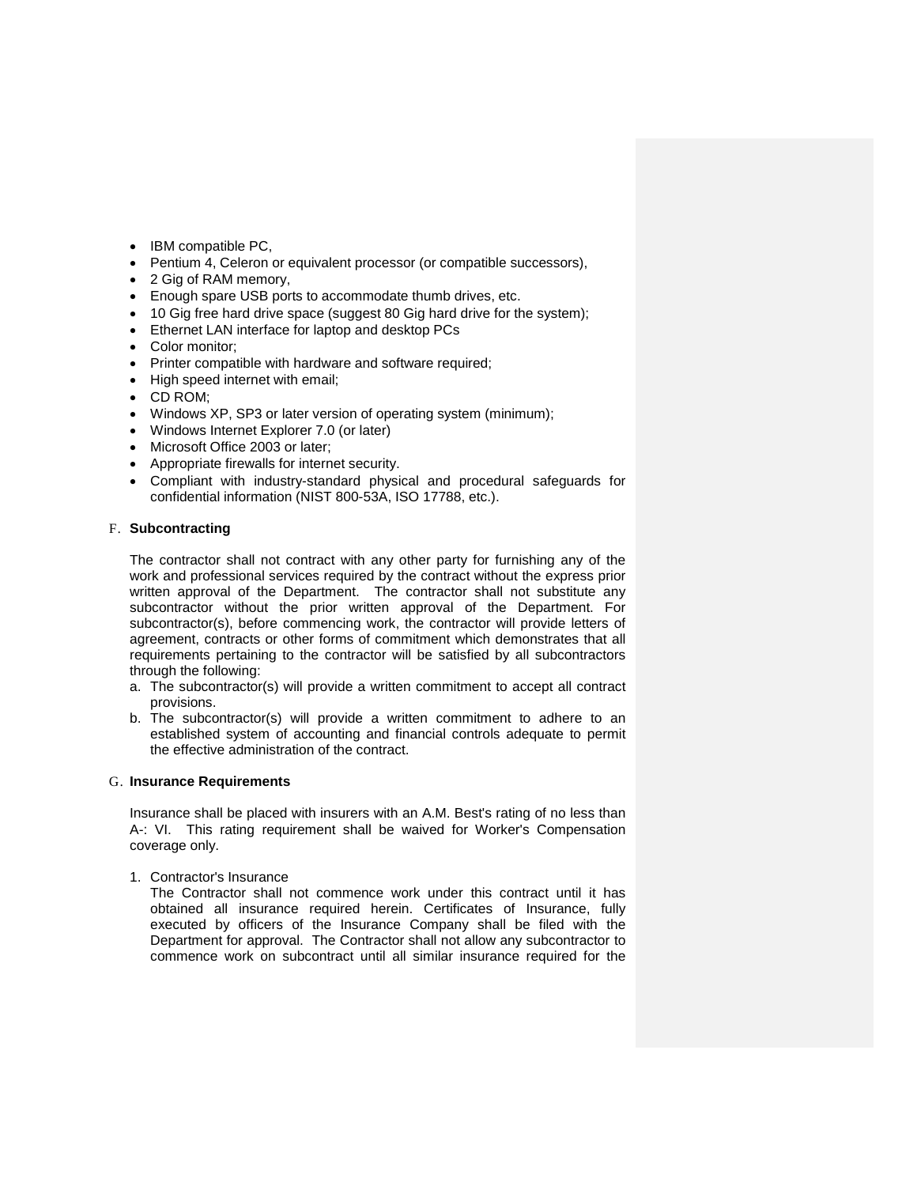- IBM compatible PC,
- Pentium 4, Celeron or equivalent processor (or compatible successors),
- 2 Gig of RAM memory,
- Enough spare USB ports to accommodate thumb drives, etc.
- 10 Gig free hard drive space (suggest 80 Gig hard drive for the system);
- Ethernet LAN interface for laptop and desktop PCs
- Color monitor;
- Printer compatible with hardware and software required;
- High speed internet with email;
- CD ROM;
- Windows XP, SP3 or later version of operating system (minimum);
- Windows Internet Explorer 7.0 (or later)
- Microsoft Office 2003 or later;
- Appropriate firewalls for internet security.
- Compliant with industry-standard physical and procedural safeguards for confidential information (NIST 800-53A, ISO 17788, etc.).

F. **Subcontracting**

The contractor shall not contract with any other party for furnishing any of the work and professional services required by the contract without the express prior written approval of the Department. The contractor shall not substitute any subcontractor without the prior written approval of the Department. For subcontractor(s), before commencing work, the contractor will provide letters of agreement, contracts or other forms of commitment which demonstrates that all requirements pertaining to the contractor will be satisfied by all subcontractors through the following:

a. The subcontractor(s) will provide a written commitment to accept all contract provisions.
b. The subcontractor(s) will provide a written commitment to adhere to an established system of accounting and financial controls adequate to permit the effective administration of the contract.

G. **Insurance Requirements**

Insurance shall be placed with insurers with an A.M. Best's rating of no less than A-: VI. This rating requirement shall be waived for Worker's Compensation coverage only.

1. Contractor's Insurance
   The Contractor shall not commence work under this contract until it has obtained all insurance required herein. Certificates of Insurance, fully executed by officers of the Insurance Company shall be filed with the Department for approval. The Contractor shall not allow any subcontractor to commence work on subcontract until all similar insurance required for the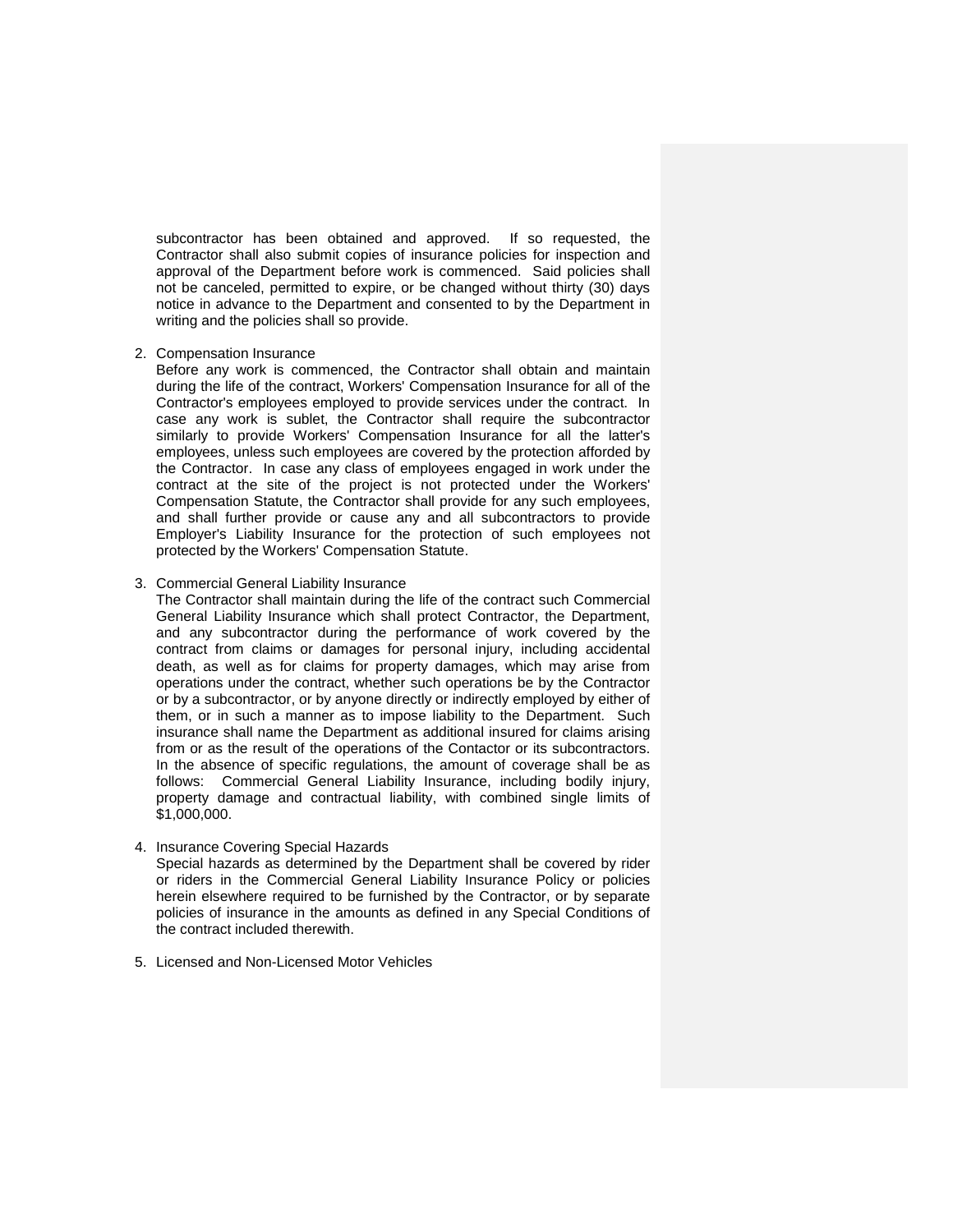subcontractor has been obtained and approved. If so requested, the Contractor shall also submit copies of insurance policies for inspection and approval of the Department before work is commenced. Said policies shall not be canceled, permitted to expire, or be changed without thirty (30) days notice in advance to the Department and consented to by the Department in writing and the policies shall so provide.

2. Compensation Insurance
   Before any work is commenced, the Contractor shall obtain and maintain during the life of the contract, Workers' Compensation Insurance for all of the Contractor's employees employed to provide services under the contract. In case any work is sublet, the Contractor shall require the subcontractor similarly to provide Workers' Compensation Insurance for all the latter's employees, unless such employees are covered by the protection afforded by the Contractor. In case any class of employees engaged in work under the contract at the site of the project is not protected under the Workers' Compensation Statute, the Contractor shall provide for any such employees, and shall further provide or cause any and all subcontractors to provide Employer's Liability Insurance for the protection of such employees not protected by the Workers' Compensation Statute.

3. Commercial General Liability Insurance
   The Contractor shall maintain during the life of the contract such Commercial General Liability Insurance which shall protect Contractor, the Department, and any subcontractor during the performance of work covered by the contract from claims or damages for personal injury, including accidental death, as well as for claims for property damages, which may arise from operations under the contract, whether such operations be by the Contractor or by a subcontractor, or by anyone directly or indirectly employed by either of them, or in such a manner as to impose liability to the Department. Such insurance shall name the Department as additional insured for claims arising from or as the result of the operations of the Contactor or its subcontractors. In the absence of specific regulations, the amount of coverage shall be as follows: Commercial General Liability Insurance, including bodily injury, property damage and contractual liability, with combined single limits of $1,000,000.

4. Insurance Covering Special Hazards
   Special hazards as determined by the Department shall be covered by rider or riders in the Commercial General Liability Insurance Policy or policies herein elsewhere required to be furnished by the Contractor, or by separate policies of insurance in the amounts as defined in any Special Conditions of the contract included therewith.

5. Licensed and Non-Licensed Motor Vehicles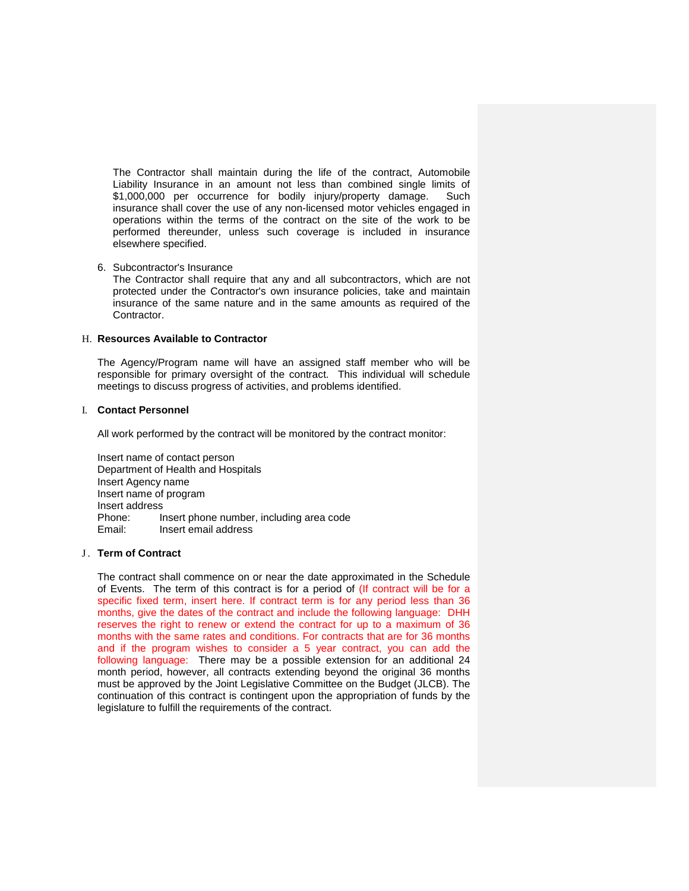The Contractor shall maintain during the life of the contract, Automobile Liability Insurance in an amount not less than combined single limits of $1,000,000 per occurrence for bodily injury/property damage. Such insurance shall cover the use of any non-licensed motor vehicles engaged in operations within the terms of the contract on the site of the work to be performed thereunder, unless such coverage is included in insurance elsewhere specified.

6. Subcontractor's Insurance
   The Contractor shall require that any and all subcontractors, which are not protected under the Contractor's own insurance policies, take and maintain insurance of the same nature and in the same amounts as required of the Contractor.

### H. Resources Available to Contractor

The Agency/Program name will have an assigned staff member who will be responsible for primary oversight of the contract. This individual will schedule meetings to discuss progress of activities, and problems identified.

### I. Contact Personnel

All work performed by the contract will be monitored by the contract monitor:

Insert name of contact person
Department of Health and Hospitals
Insert Agency name
Insert name of program
Insert address
Phone: Insert phone number, including area code
Email: Insert email address

### J. Term of Contract

The contract shall commence on or near the date approximated in the Schedule of Events. The term of this contract is for a period of (If contract will be for a specific fixed term, insert here. If contract term is for any period less than 36 months, give the dates of the contract and include the following language: DHH reserves the right to renew or extend the contract for up to a maximum of 36 months with the same rates and conditions. For contracts that are for 36 months and if the program wishes to consider a 5 year contract, you can add the following language: There may be a possible extension for an additional 24 month period, however, all contracts extending beyond the original 36 months must be approved by the Joint Legislative Committee on the Budget (JLCB). The continuation of this contract is contingent upon the appropriation of funds by the legislature to fulfill the requirements of the contract.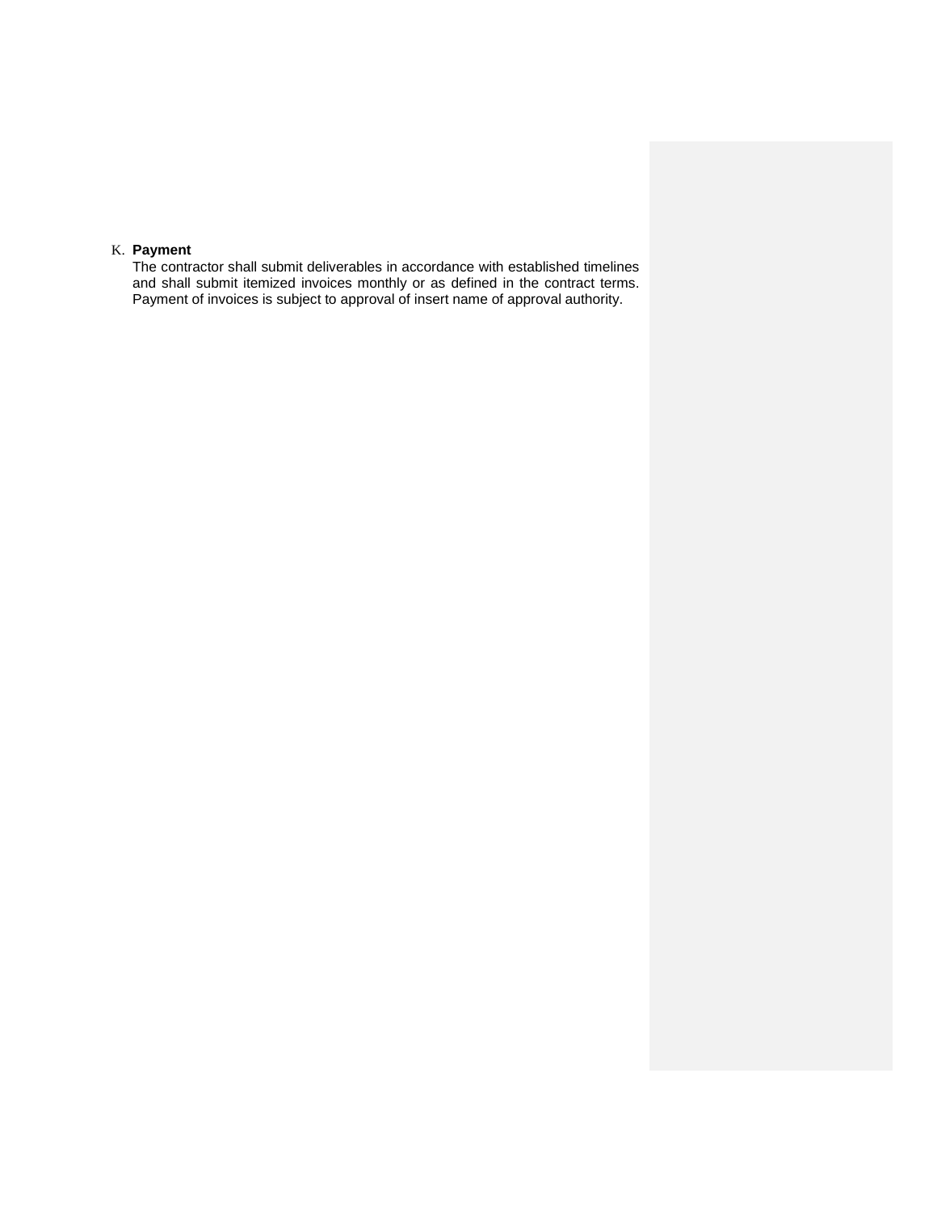K. **Payment**
The contractor shall submit deliverables in accordance with established timelines and shall submit itemized invoices monthly or as defined in the contract terms. Payment of invoices is subject to approval of insert name of approval authority.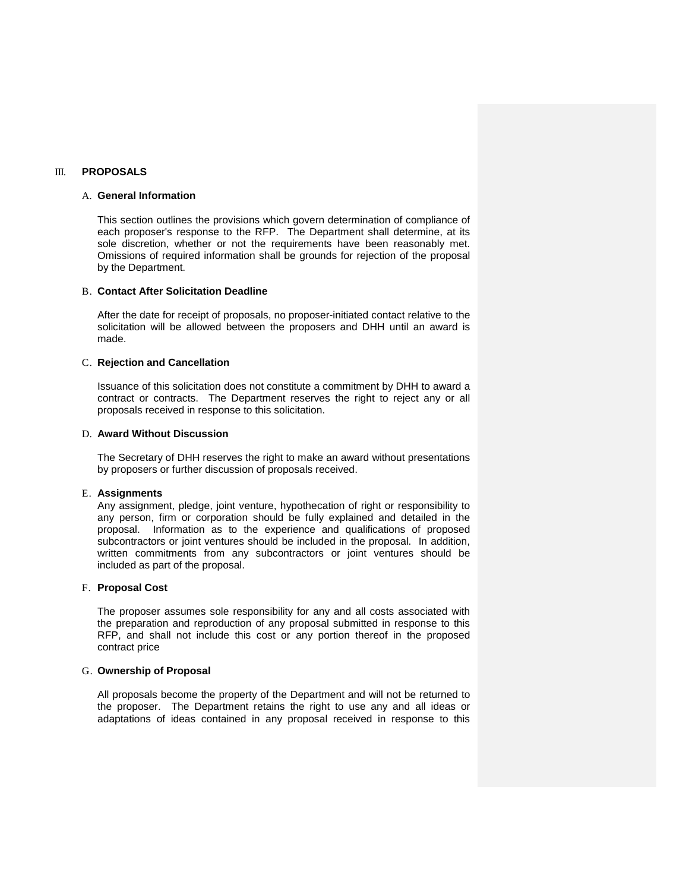# III. PROPOSALS

## A. General Information

This section outlines the provisions which govern determination of compliance of each proposer's response to the RFP. The Department shall determine, at its sole discretion, whether or not the requirements have been reasonably met. Omissions of required information shall be grounds for rejection of the proposal by the Department.

## B. Contact After Solicitation Deadline

After the date for receipt of proposals, no proposer-initiated contact relative to the solicitation will be allowed between the proposers and DHH until an award is made.

## C. Rejection and Cancellation

Issuance of this solicitation does not constitute a commitment by DHH to award a contract or contracts. The Department reserves the right to reject any or all proposals received in response to this solicitation.

## D. Award Without Discussion

The Secretary of DHH reserves the right to make an award without presentations by proposers or further discussion of proposals received.

## E. Assignments

Any assignment, pledge, joint venture, hypothecation of right or responsibility to any person, firm or corporation should be fully explained and detailed in the proposal. Information as to the experience and qualifications of proposed subcontractors or joint ventures should be included in the proposal. In addition, written commitments from any subcontractors or joint ventures should be included as part of the proposal.

## F. Proposal Cost

The proposer assumes sole responsibility for any and all costs associated with the preparation and reproduction of any proposal submitted in response to this RFP, and shall not include this cost or any portion thereof in the proposed contract price

## G. Ownership of Proposal

All proposals become the property of the Department and will not be returned to the proposer. The Department retains the right to use any and all ideas or adaptations of ideas contained in any proposal received in response to this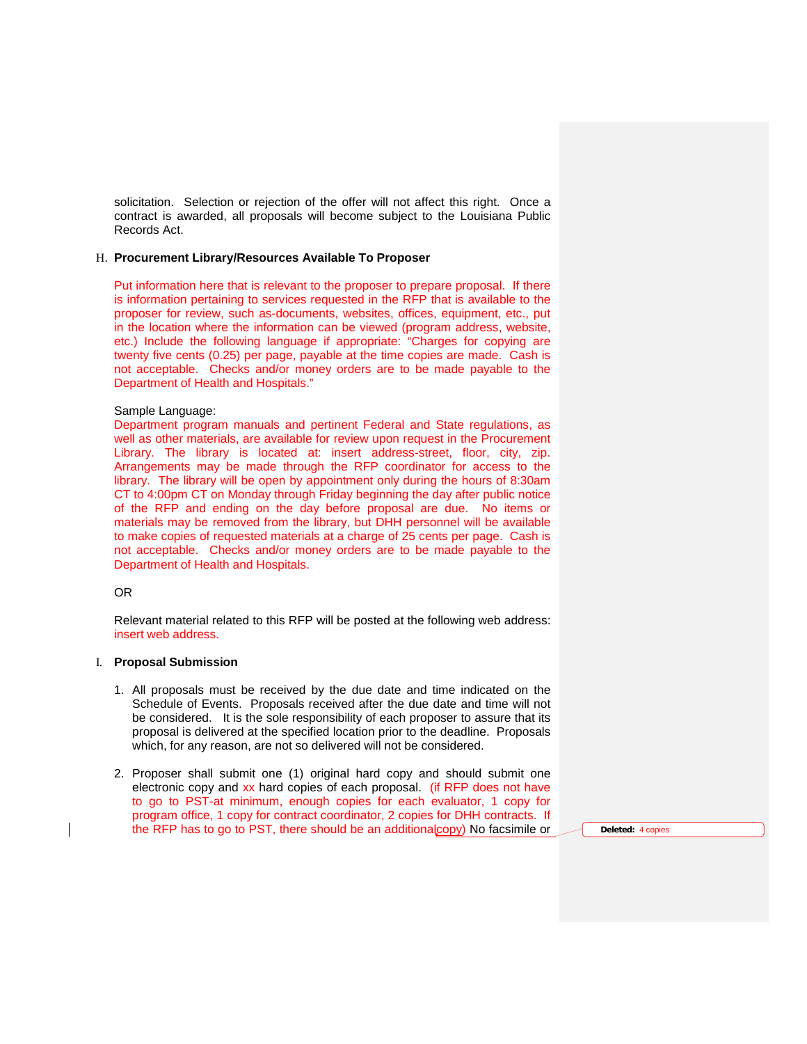solicitation. Selection or rejection of the offer will not affect this right. Once a contract is awarded, all proposals will become subject to the Louisiana Public Records Act.

H. **Procurement Library/Resources Available To Proposer**

Put information here that is relevant to the proposer to prepare proposal. If there is information pertaining to services requested in the RFP that is available to the proposer for review, such as-documents, websites, offices, equipment, etc., put in the location where the information can be viewed (program address, website, etc.) Include the following language if appropriate: "Charges for copying are twenty five cents (0.25) per page, payable at the time copies are made. Cash is not acceptable. Checks and/or money orders are to be made payable to the Department of Health and Hospitals."

Sample Language:
Department program manuals and pertinent Federal and State regulations, as well as other materials, are available for review upon request in the Procurement Library. The library is located at: insert address-street, floor, city, zip. Arrangements may be made through the RFP coordinator for access to the library. The library will be open by appointment only during the hours of 8:30am CT to 4:00pm CT on Monday through Friday beginning the day after public notice of the RFP and ending on the day before proposal are due. No items or materials may be removed from the library, but DHH personnel will be available to make copies of requested materials at a charge of 25 cents per page. Cash is not acceptable. Checks and/or money orders are to be made payable to the Department of Health and Hospitals.

OR

Relevant material related to this RFP will be posted at the following web address: insert web address.

I. **Proposal Submission**

1. All proposals must be received by the due date and time indicated on the Schedule of Events. Proposals received after the due date and time will not be considered. It is the sole responsibility of each proposer to assure that its proposal is delivered at the specified location prior to the deadline. Proposals which, for any reason, are not so delivered will not be considered.

2. Proposer shall submit one (1) original hard copy and should submit one electronic copy and xx hard copies of each proposal. (if RFP does not have to go to PST-at minimum, enough copies for each evaluator, 1 copy for program office, 1 copy for contract coordinator, 2 copies for DHH contracts. If the RFP has to go to PST, there should be an additional copy) No facsimile or

**Deleted:** 4 copies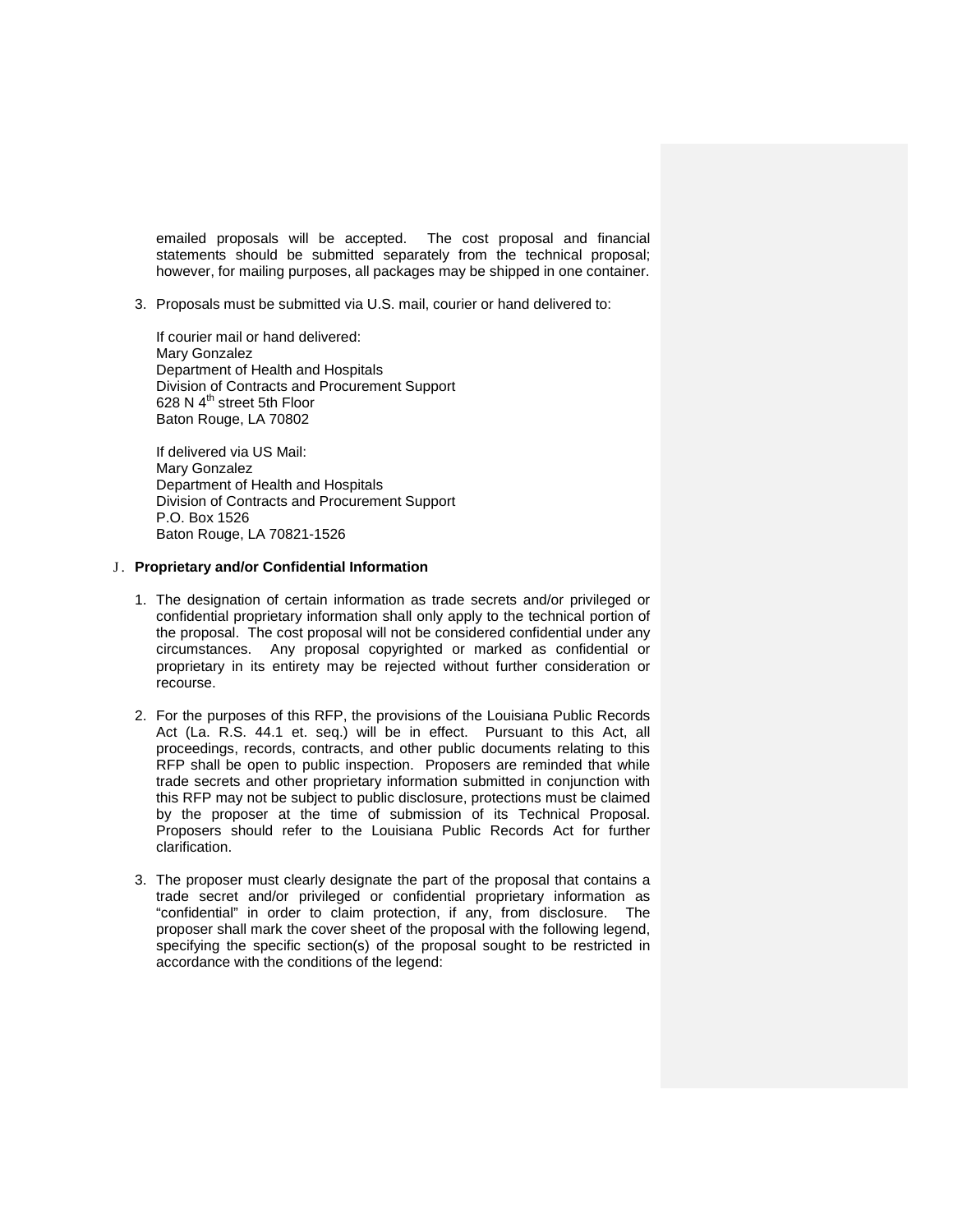emailed proposals will be accepted. The cost proposal and financial statements should be submitted separately from the technical proposal; however, for mailing purposes, all packages may be shipped in one container.

3. Proposals must be submitted via U.S. mail, courier or hand delivered to:

   If courier mail or hand delivered:
   Mary Gonzalez
   Department of Health and Hospitals
   Division of Contracts and Procurement Support
   628 N 4th street 5th Floor
   Baton Rouge, LA 70802

   If delivered via US Mail:
   Mary Gonzalez
   Department of Health and Hospitals
   Division of Contracts and Procurement Support
   P.O. Box 1526
   Baton Rouge, LA 70821-1526

J. **Proprietary and/or Confidential Information**

1. The designation of certain information as trade secrets and/or privileged or confidential proprietary information shall only apply to the technical portion of the proposal. The cost proposal will not be considered confidential under any circumstances. Any proposal copyrighted or marked as confidential or proprietary in its entirety may be rejected without further consideration or recourse.

2. For the purposes of this RFP, the provisions of the Louisiana Public Records Act (La. R.S. 44.1 et. seq.) will be in effect. Pursuant to this Act, all proceedings, records, contracts, and other public documents relating to this RFP shall be open to public inspection. Proposers are reminded that while trade secrets and other proprietary information submitted in conjunction with this RFP may not be subject to public disclosure, protections must be claimed by the proposer at the time of submission of its Technical Proposal. Proposers should refer to the Louisiana Public Records Act for further clarification.

3. The proposer must clearly designate the part of the proposal that contains a trade secret and/or privileged or confidential proprietary information as "confidential" in order to claim protection, if any, from disclosure. The proposer shall mark the cover sheet of the proposal with the following legend, specifying the specific section(s) of the proposal sought to be restricted in accordance with the conditions of the legend: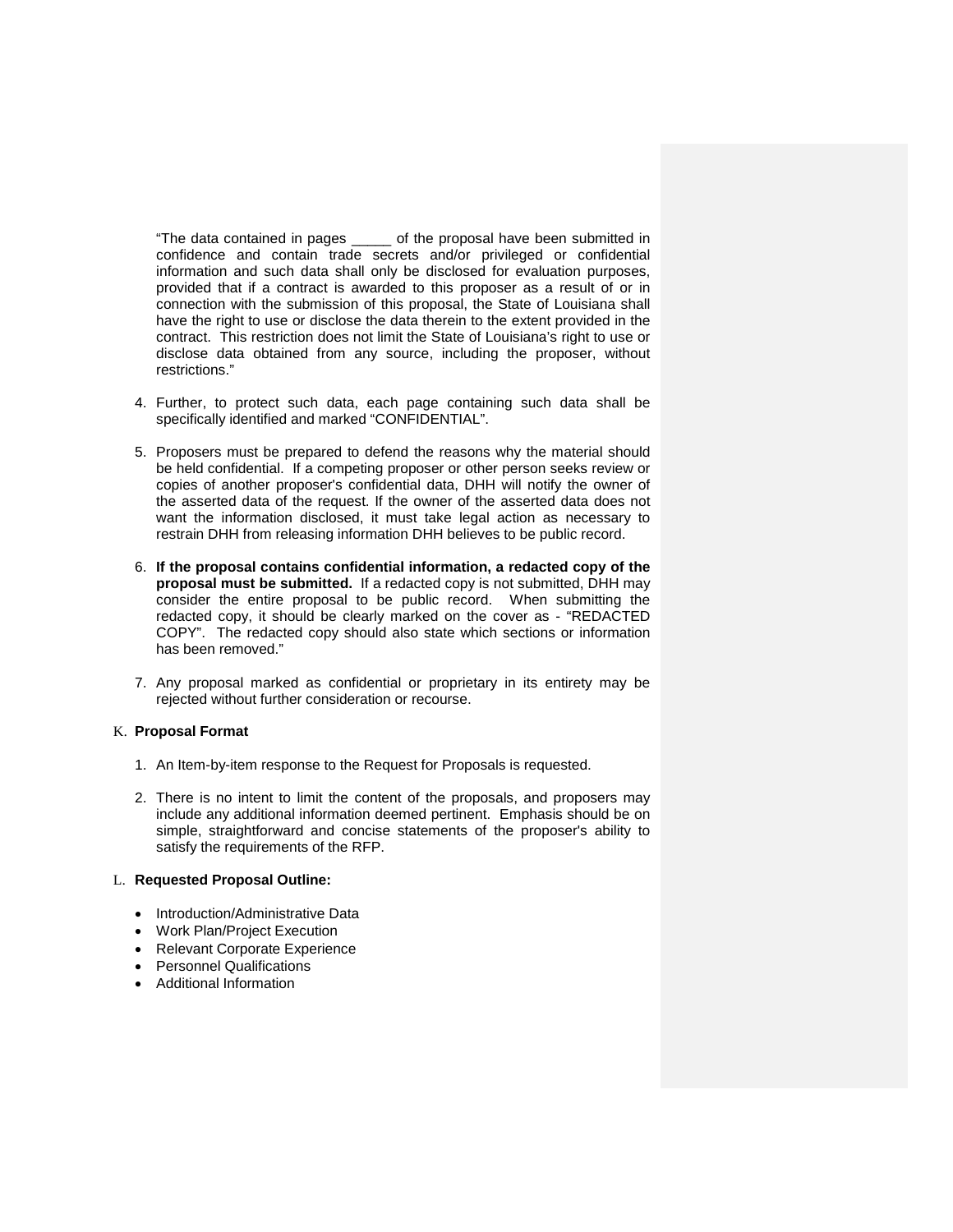"The data contained in pages _____ of the proposal have been submitted in confidence and contain trade secrets and/or privileged or confidential information and such data shall only be disclosed for evaluation purposes, provided that if a contract is awarded to this proposer as a result of or in connection with the submission of this proposal, the State of Louisiana shall have the right to use or disclose the data therein to the extent provided in the contract. This restriction does not limit the State of Louisiana's right to use or disclose data obtained from any source, including the proposer, without restrictions."

4. Further, to protect such data, each page containing such data shall be specifically identified and marked "CONFIDENTIAL".

5. Proposers must be prepared to defend the reasons why the material should be held confidential. If a competing proposer or other person seeks review or copies of another proposer's confidential data, DHH will notify the owner of the asserted data of the request. If the owner of the asserted data does not want the information disclosed, it must take legal action as necessary to restrain DHH from releasing information DHH believes to be public record.

6. **If the proposal contains confidential information, a redacted copy of the proposal must be submitted.** If a redacted copy is not submitted, DHH may consider the entire proposal to be public record. When submitting the redacted copy, it should be clearly marked on the cover as - "REDACTED COPY". The redacted copy should also state which sections or information has been removed."

7. Any proposal marked as confidential or proprietary in its entirety may be rejected without further consideration or recourse.

K. **Proposal Format**

1. An Item-by-item response to the Request for Proposals is requested.

2. There is no intent to limit the content of the proposals, and proposers may include any additional information deemed pertinent. Emphasis should be on simple, straightforward and concise statements of the proposer's ability to satisfy the requirements of the RFP.

L. **Requested Proposal Outline:**

- Introduction/Administrative Data
- Work Plan/Project Execution
- Relevant Corporate Experience
- Personnel Qualifications
- Additional Information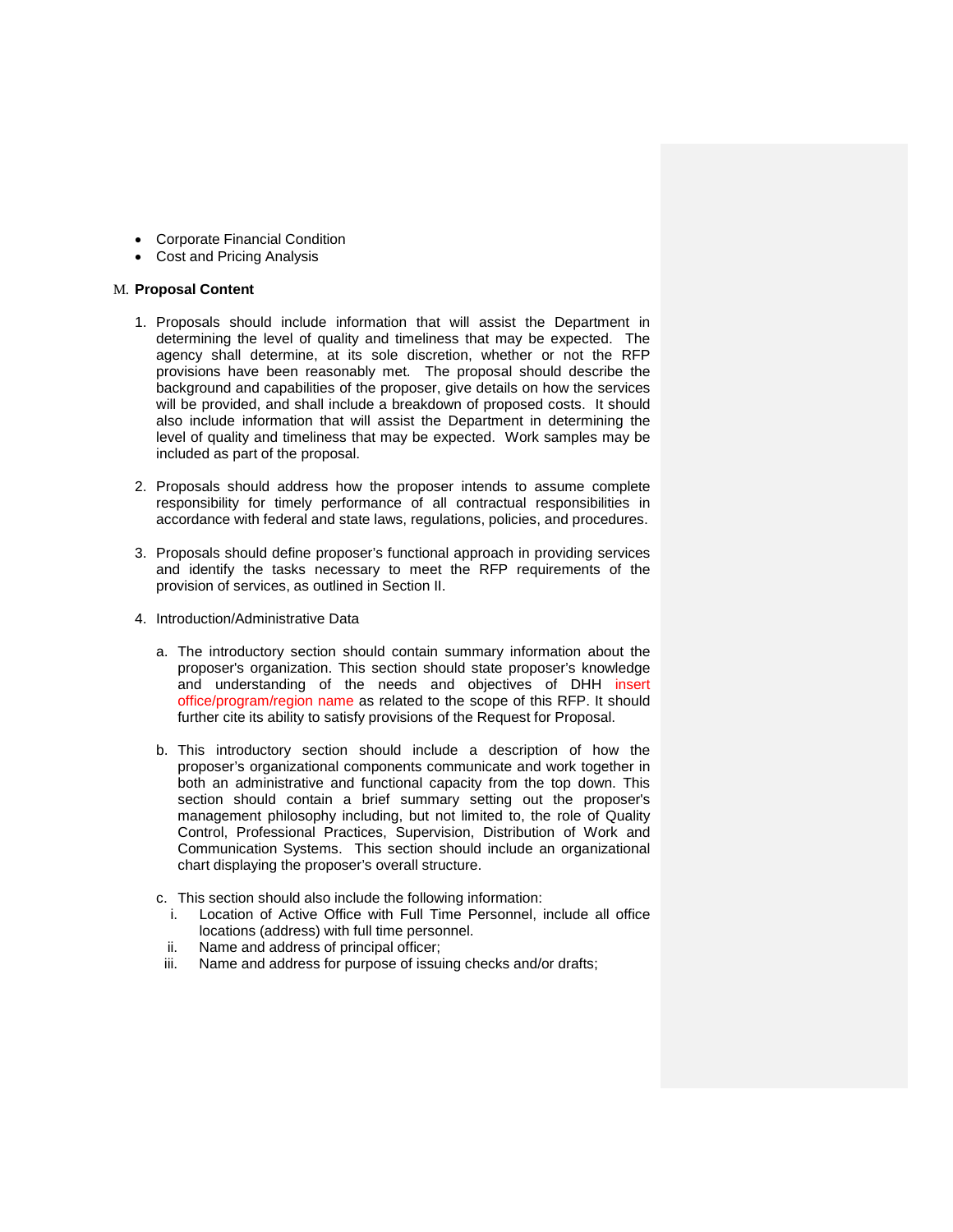- Corporate Financial Condition
- Cost and Pricing Analysis

M. **Proposal Content**

1. Proposals should include information that will assist the Department in determining the level of quality and timeliness that may be expected. The agency shall determine, at its sole discretion, whether or not the RFP provisions have been reasonably met. The proposal should describe the background and capabilities of the proposer, give details on how the services will be provided, and shall include a breakdown of proposed costs. It should also include information that will assist the Department in determining the level of quality and timeliness that may be expected. Work samples may be included as part of the proposal.

2. Proposals should address how the proposer intends to assume complete responsibility for timely performance of all contractual responsibilities in accordance with federal and state laws, regulations, policies, and procedures.

3. Proposals should define proposer's functional approach in providing services and identify the tasks necessary to meet the RFP requirements of the provision of services, as outlined in Section II.

4. Introduction/Administrative Data

   a. The introductory section should contain summary information about the proposer's organization. This section should state proposer's knowledge and understanding of the needs and objectives of DHH insert office/program/region name as related to the scope of this RFP. It should further cite its ability to satisfy provisions of the Request for Proposal.

   b. This introductory section should include a description of how the proposer's organizational components communicate and work together in both an administrative and functional capacity from the top down. This section should contain a brief summary setting out the proposer's management philosophy including, but not limited to, the role of Quality Control, Professional Practices, Supervision, Distribution of Work and Communication Systems. This section should include an organizational chart displaying the proposer's overall structure.

   c. This section should also include the following information:
      i. Location of Active Office with Full Time Personnel, include all office locations (address) with full time personnel.
      ii. Name and address of principal officer;
      iii. Name and address for purpose of issuing checks and/or drafts;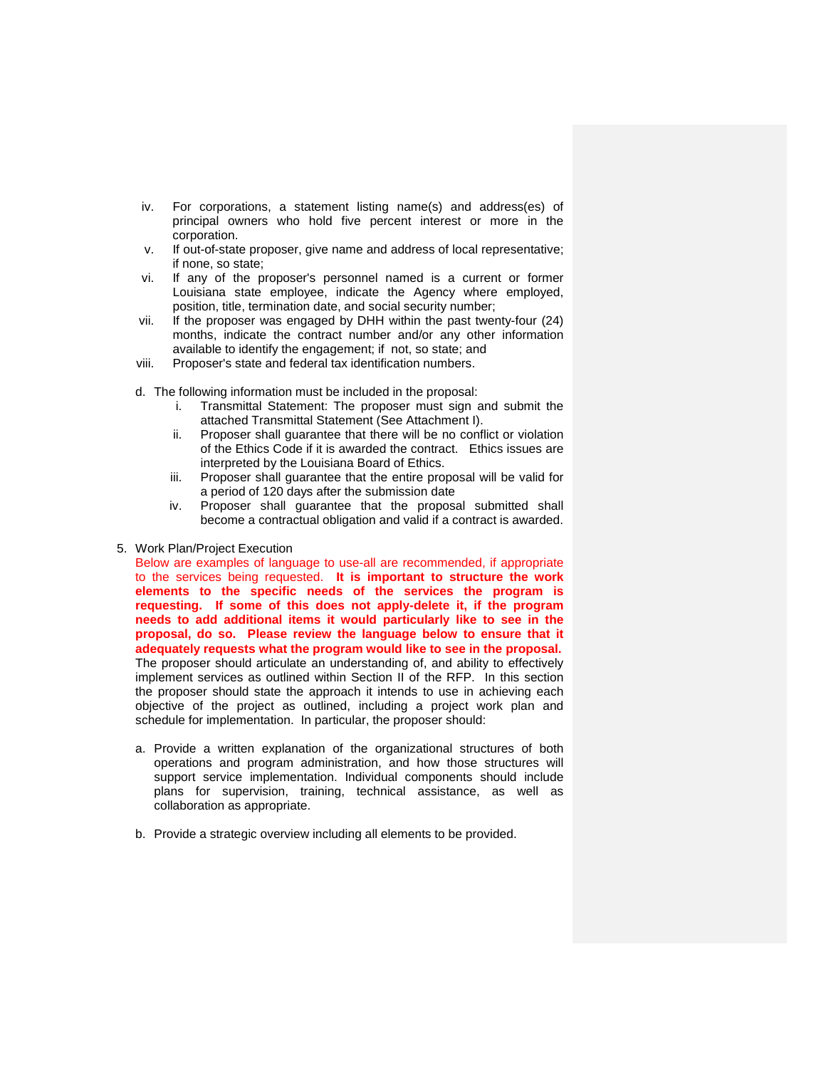iv. For corporations, a statement listing name(s) and address(es) of principal owners who hold five percent interest or more in the corporation.
v. If out-of-state proposer, give name and address of local representative; if none, so state;
vi. If any of the proposer's personnel named is a current or former Louisiana state employee, indicate the Agency where employed, position, title, termination date, and social security number;
vii. If the proposer was engaged by DHH within the past twenty-four (24) months, indicate the contract number and/or any other information available to identify the engagement; if not, so state; and
viii. Proposer's state and federal tax identification numbers.

d. The following information must be included in the proposal:
   i. Transmittal Statement: The proposer must sign and submit the attached Transmittal Statement (See Attachment I).
   ii. Proposer shall guarantee that there will be no conflict or violation of the Ethics Code if it is awarded the contract. Ethics issues are interpreted by the Louisiana Board of Ethics.
   iii. Proposer shall guarantee that the entire proposal will be valid for a period of 120 days after the submission date
   iv. Proposer shall guarantee that the proposal submitted shall become a contractual obligation and valid if a contract is awarded.

5. Work Plan/Project Execution

Below are examples of language to use-all are recommended, if appropriate to the services being requested. **It is important to structure the work elements to the specific needs of the services the program is requesting. If some of this does not apply-delete it, if the program needs to add additional items it would particularly like to see in the proposal, do so. Please review the language below to ensure that it adequately requests what the program would like to see in the proposal.**

The proposer should articulate an understanding of, and ability to effectively implement services as outlined within Section II of the RFP. In this section the proposer should state the approach it intends to use in achieving each objective of the project as outlined, including a project work plan and schedule for implementation. In particular, the proposer should:

a. Provide a written explanation of the organizational structures of both operations and program administration, and how those structures will support service implementation. Individual components should include plans for supervision, training, technical assistance, as well as collaboration as appropriate.

b. Provide a strategic overview including all elements to be provided.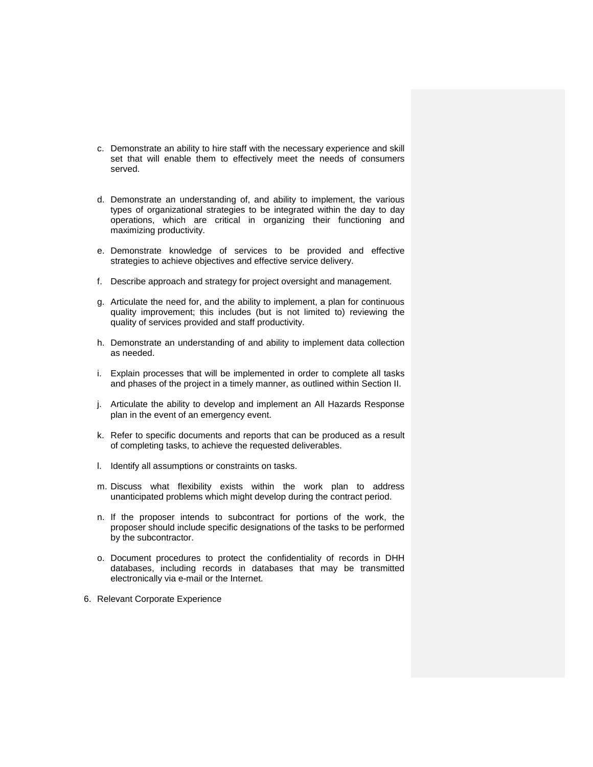c. Demonstrate an ability to hire staff with the necessary experience and skill set that will enable them to effectively meet the needs of consumers served.

d. Demonstrate an understanding of, and ability to implement, the various types of organizational strategies to be integrated within the day to day operations, which are critical in organizing their functioning and maximizing productivity.

e. Demonstrate knowledge of services to be provided and effective strategies to achieve objectives and effective service delivery.

f. Describe approach and strategy for project oversight and management.

g. Articulate the need for, and the ability to implement, a plan for continuous quality improvement; this includes (but is not limited to) reviewing the quality of services provided and staff productivity.

h. Demonstrate an understanding of and ability to implement data collection as needed.

i. Explain processes that will be implemented in order to complete all tasks and phases of the project in a timely manner, as outlined within Section II.

j. Articulate the ability to develop and implement an All Hazards Response plan in the event of an emergency event.

k. Refer to specific documents and reports that can be produced as a result of completing tasks, to achieve the requested deliverables.

l. Identify all assumptions or constraints on tasks.

m. Discuss what flexibility exists within the work plan to address unanticipated problems which might develop during the contract period.

n. If the proposer intends to subcontract for portions of the work, the proposer should include specific designations of the tasks to be performed by the subcontractor.

o. Document procedures to protect the confidentiality of records in DHH databases, including records in databases that may be transmitted electronically via e-mail or the Internet.

6. Relevant Corporate Experience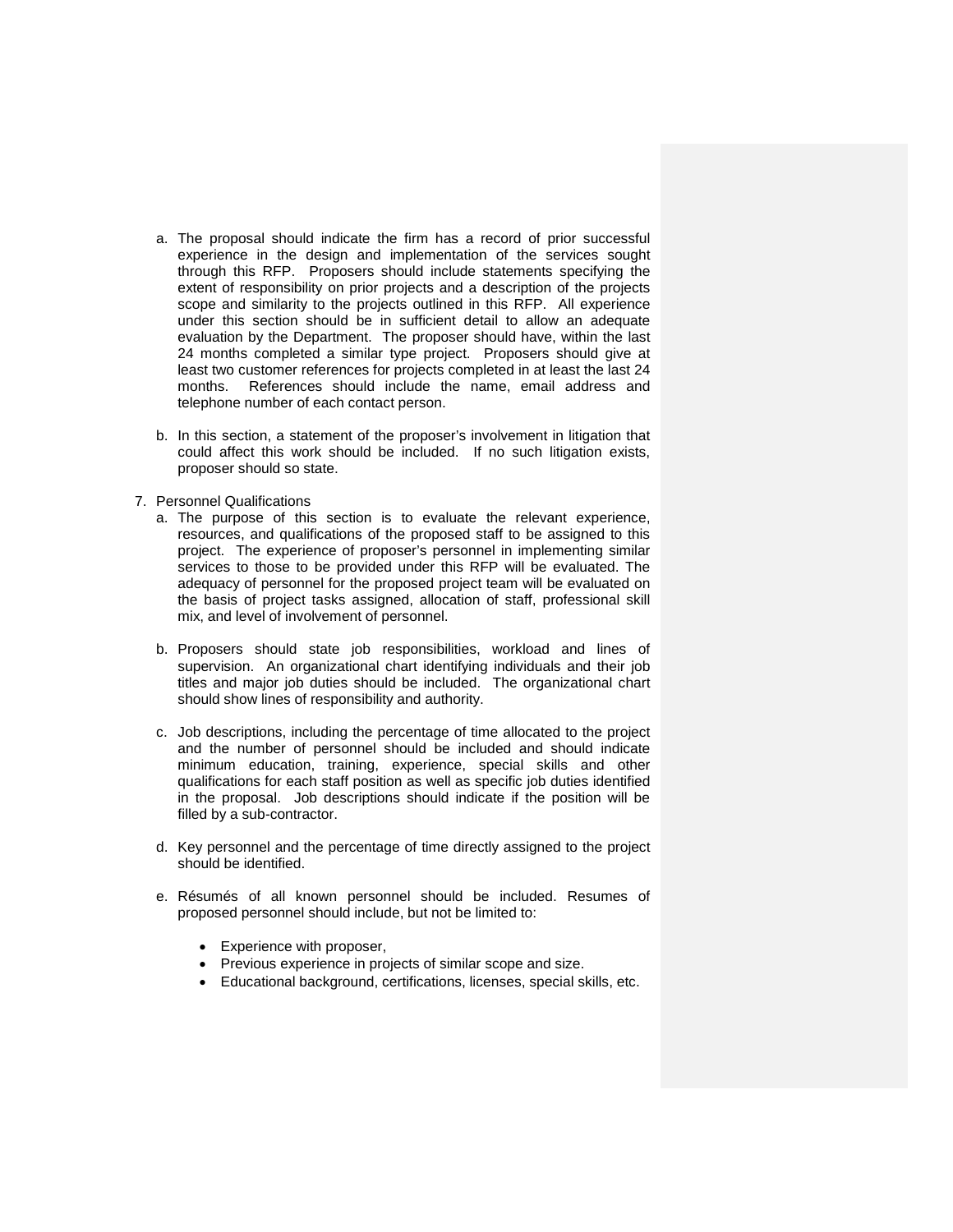a. The proposal should indicate the firm has a record of prior successful experience in the design and implementation of the services sought through this RFP. Proposers should include statements specifying the extent of responsibility on prior projects and a description of the projects scope and similarity to the projects outlined in this RFP. All experience under this section should be in sufficient detail to allow an adequate evaluation by the Department. The proposer should have, within the last 24 months completed a similar type project. Proposers should give at least two customer references for projects completed in at least the last 24 months. References should include the name, email address and telephone number of each contact person.

b. In this section, a statement of the proposer's involvement in litigation that could affect this work should be included. If no such litigation exists, proposer should so state.

7. Personnel Qualifications

   a. The purpose of this section is to evaluate the relevant experience, resources, and qualifications of the proposed staff to be assigned to this project. The experience of proposer's personnel in implementing similar services to those to be provided under this RFP will be evaluated. The adequacy of personnel for the proposed project team will be evaluated on the basis of project tasks assigned, allocation of staff, professional skill mix, and level of involvement of personnel.

   b. Proposers should state job responsibilities, workload and lines of supervision. An organizational chart identifying individuals and their job titles and major job duties should be included. The organizational chart should show lines of responsibility and authority.

   c. Job descriptions, including the percentage of time allocated to the project and the number of personnel should be included and should indicate minimum education, training, experience, special skills and other qualifications for each staff position as well as specific job duties identified in the proposal. Job descriptions should indicate if the position will be filled by a sub-contractor.

   d. Key personnel and the percentage of time directly assigned to the project should be identified.

   e. Résumés of all known personnel should be included. Resumes of proposed personnel should include, but not be limited to:

      - Experience with proposer,
      - Previous experience in projects of similar scope and size.
      - Educational background, certifications, licenses, special skills, etc.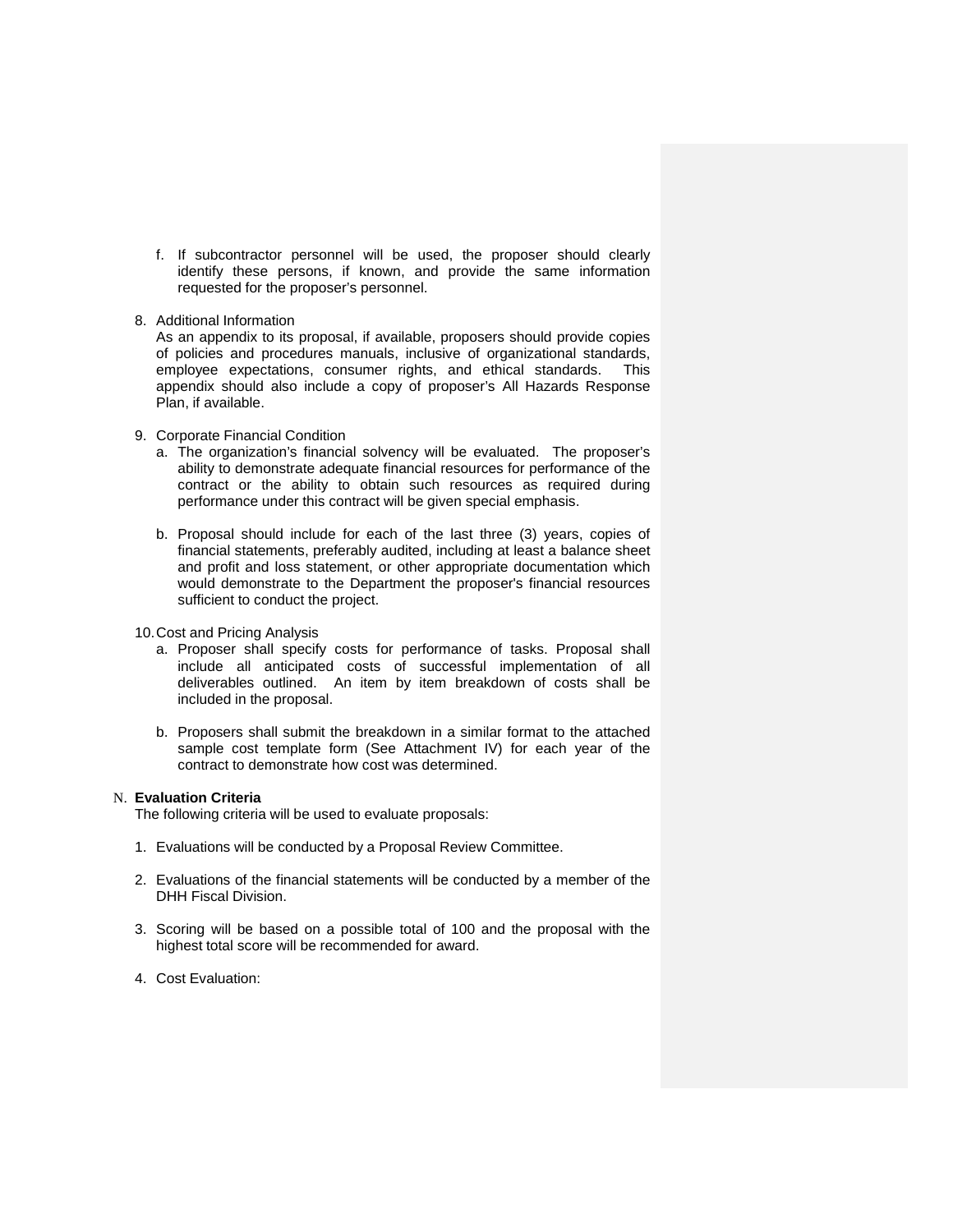f. If subcontractor personnel will be used, the proposer should clearly identify these persons, if known, and provide the same information requested for the proposer's personnel.

8. Additional Information
   As an appendix to its proposal, if available, proposers should provide copies of policies and procedures manuals, inclusive of organizational standards, employee expectations, consumer rights, and ethical standards. This appendix should also include a copy of proposer's All Hazards Response Plan, if available.

9. Corporate Financial Condition
   a. The organization's financial solvency will be evaluated. The proposer's ability to demonstrate adequate financial resources for performance of the contract or the ability to obtain such resources as required during performance under this contract will be given special emphasis.

   b. Proposal should include for each of the last three (3) years, copies of financial statements, preferably audited, including at least a balance sheet and profit and loss statement, or other appropriate documentation which would demonstrate to the Department the proposer's financial resources sufficient to conduct the project.

10. Cost and Pricing Analysis
    a. Proposer shall specify costs for performance of tasks. Proposal shall include all anticipated costs of successful implementation of all deliverables outlined. An item by item breakdown of costs shall be included in the proposal.

    b. Proposers shall submit the breakdown in a similar format to the attached sample cost template form (See Attachment IV) for each year of the contract to demonstrate how cost was determined.

N. **Evaluation Criteria**
   The following criteria will be used to evaluate proposals:

1. Evaluations will be conducted by a Proposal Review Committee.

2. Evaluations of the financial statements will be conducted by a member of the DHH Fiscal Division.

3. Scoring will be based on a possible total of 100 and the proposal with the highest total score will be recommended for award.

4. Cost Evaluation: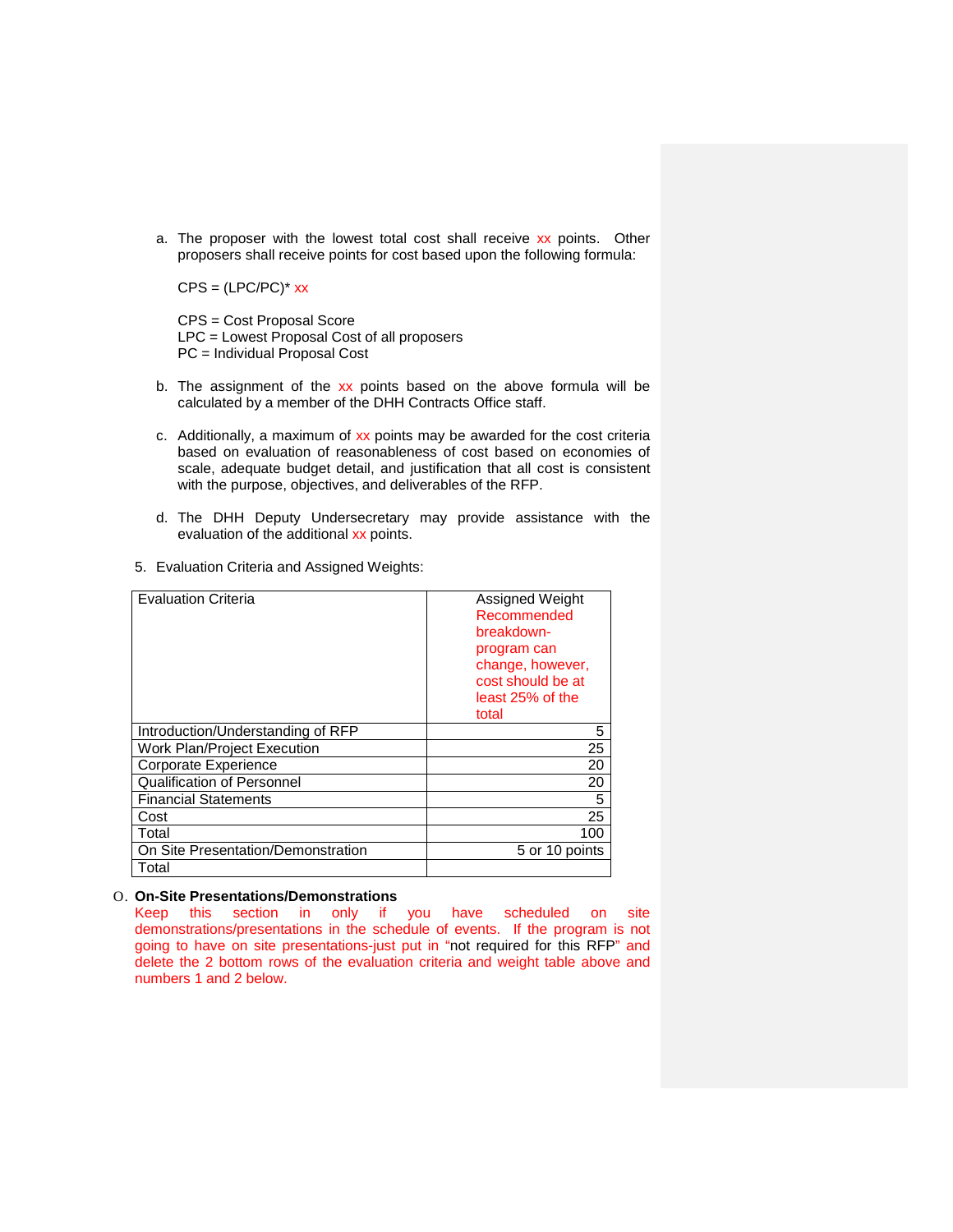a. The proposer with the lowest total cost shall receive xx points. Other proposers shall receive points for cost based upon the following formula:

   CPS = (LPC/PC)* xx

   CPS = Cost Proposal Score
   LPC = Lowest Proposal Cost of all proposers
   PC = Individual Proposal Cost

b. The assignment of the xx points based on the above formula will be calculated by a member of the DHH Contracts Office staff.

c. Additionally, a maximum of xx points may be awarded for the cost criteria based on evaluation of reasonableness of cost based on economies of scale, adequate budget detail, and justification that all cost is consistent with the purpose, objectives, and deliverables of the RFP.

d. The DHH Deputy Undersecretary may provide assistance with the evaluation of the additional xx points.

5. Evaluation Criteria and Assigned Weights:

| Evaluation Criteria | Assigned Weight Recommended breakdown- program can change, however, cost should be at least 25% of the total |
|---|---|
| Introduction/Understanding of RFP | 5 |
| Work Plan/Project Execution | 25 |
| Corporate Experience | 20 |
| Qualification of Personnel | 20 |
| Financial Statements | 5 |
| Cost | 25 |
| Total | 100 |
| On Site Presentation/Demonstration | 5 or 10 points |
| Total | |

O. **On-Site Presentations/Demonstrations**
Keep this section in only if you have scheduled on site demonstrations/presentations in the schedule of events. If the program is not going to have on site presentations-just put in "not required for this RFP" and delete the 2 bottom rows of the evaluation criteria and weight table above and numbers 1 and 2 below.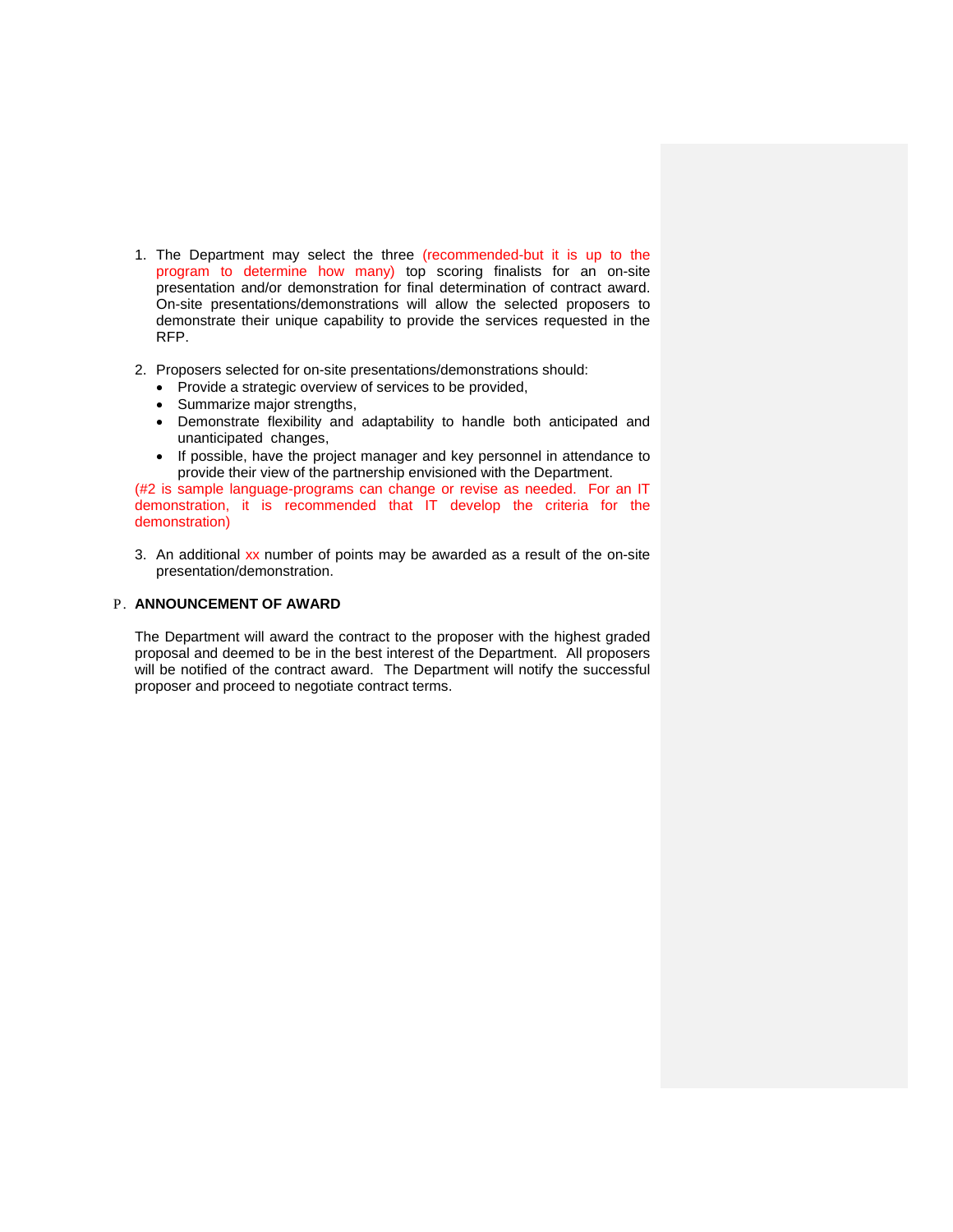1. The Department may select the three (recommended-but it is up to the program to determine how many) top scoring finalists for an on-site presentation and/or demonstration for final determination of contract award. On-site presentations/demonstrations will allow the selected proposers to demonstrate their unique capability to provide the services requested in the RFP.

2. Proposers selected for on-site presentations/demonstrations should:
   - Provide a strategic overview of services to be provided,
   - Summarize major strengths,
   - Demonstrate flexibility and adaptability to handle both anticipated and unanticipated changes,
   - If possible, have the project manager and key personnel in attendance to provide their view of the partnership envisioned with the Department.

(#2 is sample language-programs can change or revise as needed. For an IT demonstration, it is recommended that IT develop the criteria for the demonstration)

3. An additional xx number of points may be awarded as a result of the on-site presentation/demonstration.

## P. ANNOUNCEMENT OF AWARD

The Department will award the contract to the proposer with the highest graded proposal and deemed to be in the best interest of the Department. All proposers will be notified of the contract award. The Department will notify the successful proposer and proceed to negotiate contract terms.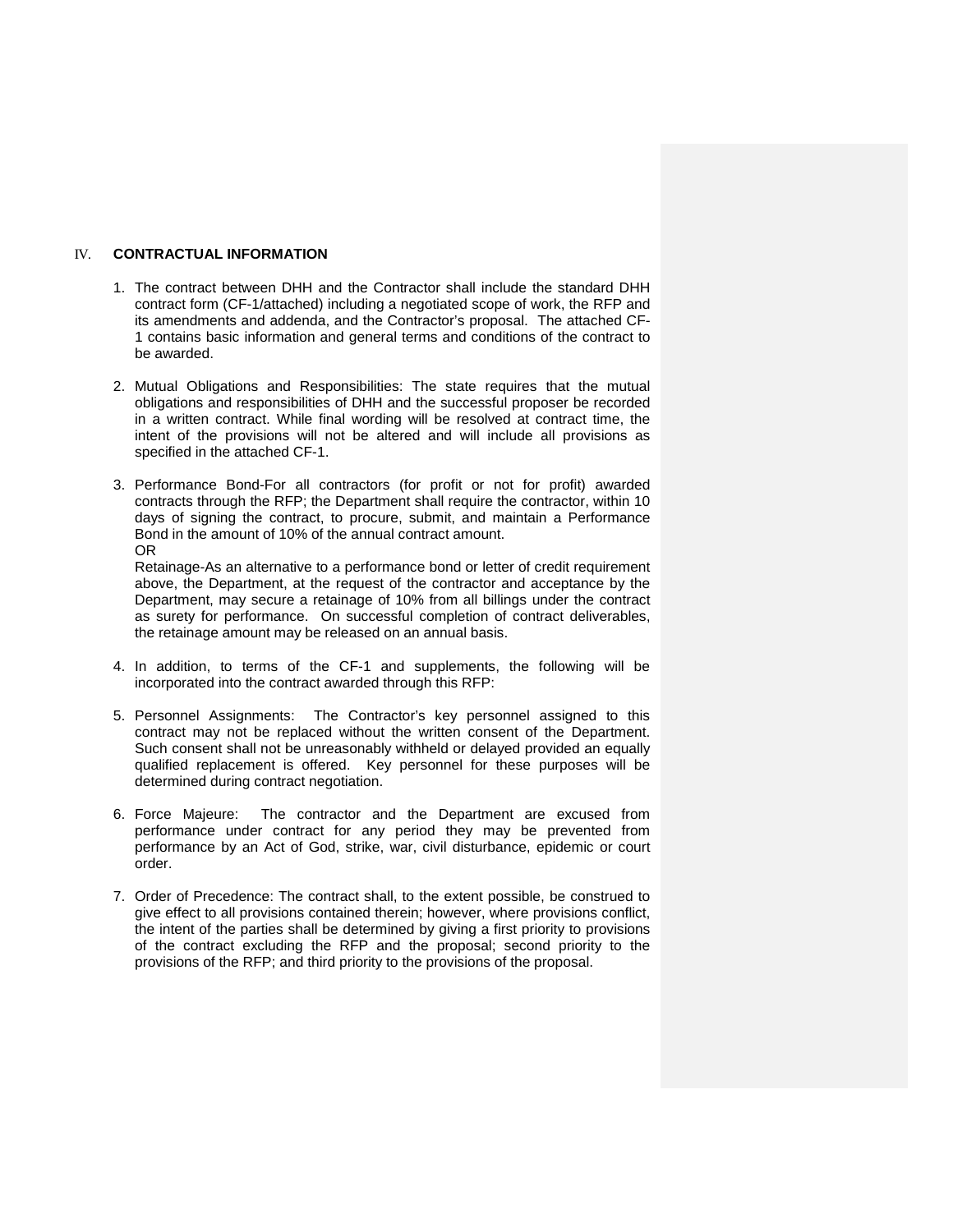## IV. CONTRACTUAL INFORMATION

1. The contract between DHH and the Contractor shall include the standard DHH contract form (CF-1/attached) including a negotiated scope of work, the RFP and its amendments and addenda, and the Contractor's proposal. The attached CF-1 contains basic information and general terms and conditions of the contract to be awarded.

2. Mutual Obligations and Responsibilities: The state requires that the mutual obligations and responsibilities of DHH and the successful proposer be recorded in a written contract. While final wording will be resolved at contract time, the intent of the provisions will not be altered and will include all provisions as specified in the attached CF-1.

3. Performance Bond-For all contractors (for profit or not for profit) awarded contracts through the RFP; the Department shall require the contractor, within 10 days of signing the contract, to procure, submit, and maintain a Performance Bond in the amount of 10% of the annual contract amount.
   OR
   Retainage-As an alternative to a performance bond or letter of credit requirement above, the Department, at the request of the contractor and acceptance by the Department, may secure a retainage of 10% from all billings under the contract as surety for performance. On successful completion of contract deliverables, the retainage amount may be released on an annual basis.

4. In addition, to terms of the CF-1 and supplements, the following will be incorporated into the contract awarded through this RFP:

5. Personnel Assignments: The Contractor's key personnel assigned to this contract may not be replaced without the written consent of the Department. Such consent shall not be unreasonably withheld or delayed provided an equally qualified replacement is offered. Key personnel for these purposes will be determined during contract negotiation.

6. Force Majeure: The contractor and the Department are excused from performance under contract for any period they may be prevented from performance by an Act of God, strike, war, civil disturbance, epidemic or court order.

7. Order of Precedence: The contract shall, to the extent possible, be construed to give effect to all provisions contained therein; however, where provisions conflict, the intent of the parties shall be determined by giving a first priority to provisions of the contract excluding the RFP and the proposal; second priority to the provisions of the RFP; and third priority to the provisions of the proposal.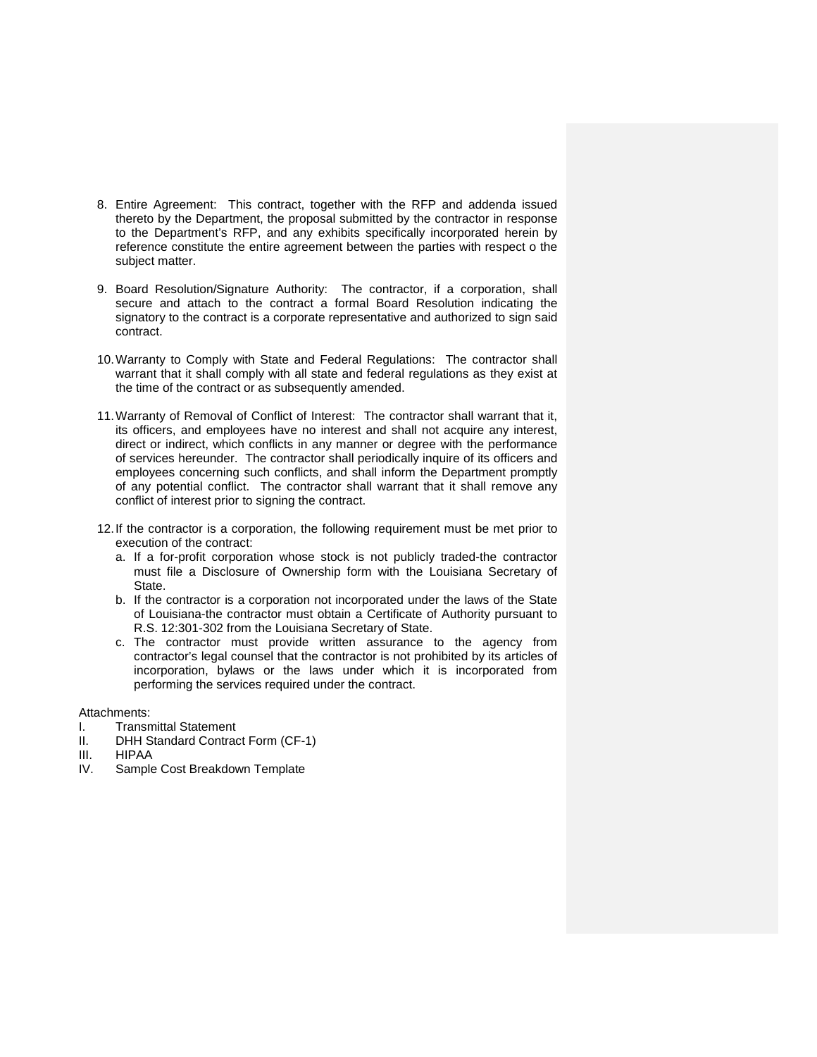8. Entire Agreement: This contract, together with the RFP and addenda issued thereto by the Department, the proposal submitted by the contractor in response to the Department's RFP, and any exhibits specifically incorporated herein by reference constitute the entire agreement between the parties with respect o the subject matter.

9. Board Resolution/Signature Authority: The contractor, if a corporation, shall secure and attach to the contract a formal Board Resolution indicating the signatory to the contract is a corporate representative and authorized to sign said contract.

10. Warranty to Comply with State and Federal Regulations: The contractor shall warrant that it shall comply with all state and federal regulations as they exist at the time of the contract or as subsequently amended.

11. Warranty of Removal of Conflict of Interest: The contractor shall warrant that it, its officers, and employees have no interest and shall not acquire any interest, direct or indirect, which conflicts in any manner or degree with the performance of services hereunder. The contractor shall periodically inquire of its officers and employees concerning such conflicts, and shall inform the Department promptly of any potential conflict. The contractor shall warrant that it shall remove any conflict of interest prior to signing the contract.

12. If the contractor is a corporation, the following requirement must be met prior to execution of the contract:
    a. If a for-profit corporation whose stock is not publicly traded-the contractor must file a Disclosure of Ownership form with the Louisiana Secretary of State.
    b. If the contractor is a corporation not incorporated under the laws of the State of Louisiana-the contractor must obtain a Certificate of Authority pursuant to R.S. 12:301-302 from the Louisiana Secretary of State.
    c. The contractor must provide written assurance to the agency from contractor's legal counsel that the contractor is not prohibited by its articles of incorporation, bylaws or the laws under which it is incorporated from performing the services required under the contract.

Attachments:

I. Transmittal Statement
II. DHH Standard Contract Form (CF-1)
III. HIPAA
IV. Sample Cost Breakdown Template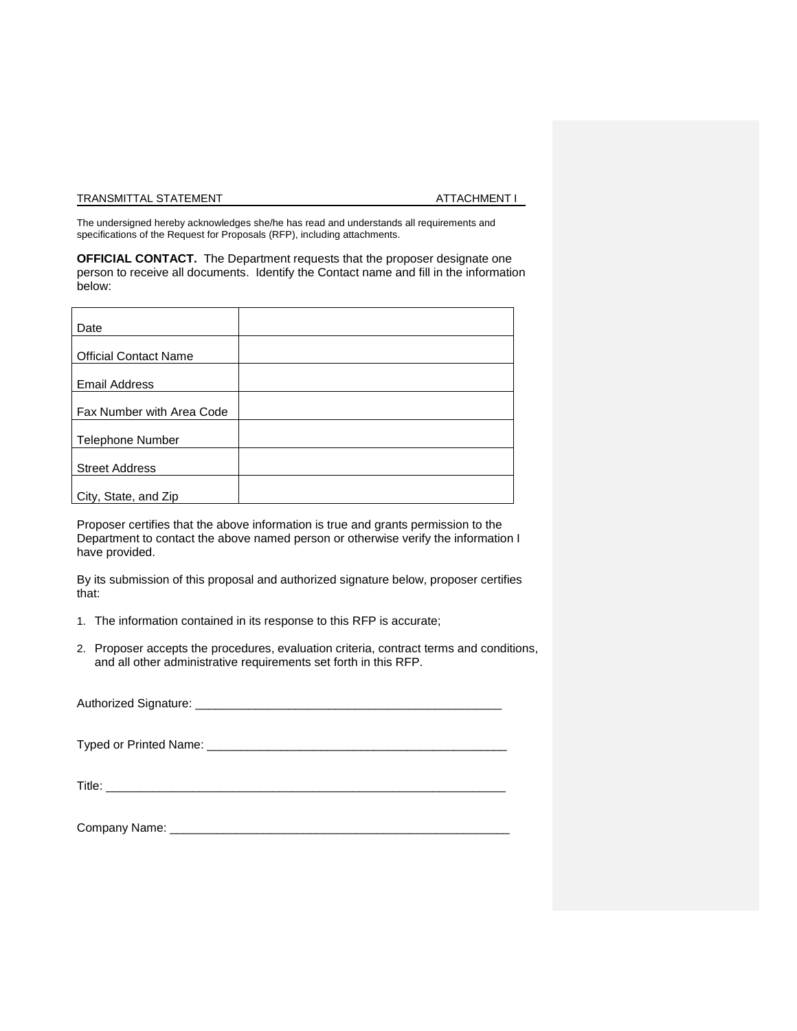TRANSMITTAL STATEMENT ATTACHMENT I

The undersigned hereby acknowledges she/he has read and understands all requirements and specifications of the Request for Proposals (RFP), including attachments.

**OFFICIAL CONTACT.** The Department requests that the proposer designate one person to receive all documents. Identify the Contact name and fill in the information below:

| | |
|---|---|
| Date | |
| Official Contact Name | |
| Email Address | |
| Fax Number with Area Code | |
| Telephone Number | |
| Street Address | |
| City, State, and Zip | |

Proposer certifies that the above information is true and grants permission to the Department to contact the above named person or otherwise verify the information I have provided.

By its submission of this proposal and authorized signature below, proposer certifies that:

1. The information contained in its response to this RFP is accurate;
2. Proposer accepts the procedures, evaluation criteria, contract terms and conditions, and all other administrative requirements set forth in this RFP.

Authorized Signature: _______________________________________________

Typed or Printed Name: ______________________________________________

Title: _____________________________________________________________

Company Name: ____________________________________________________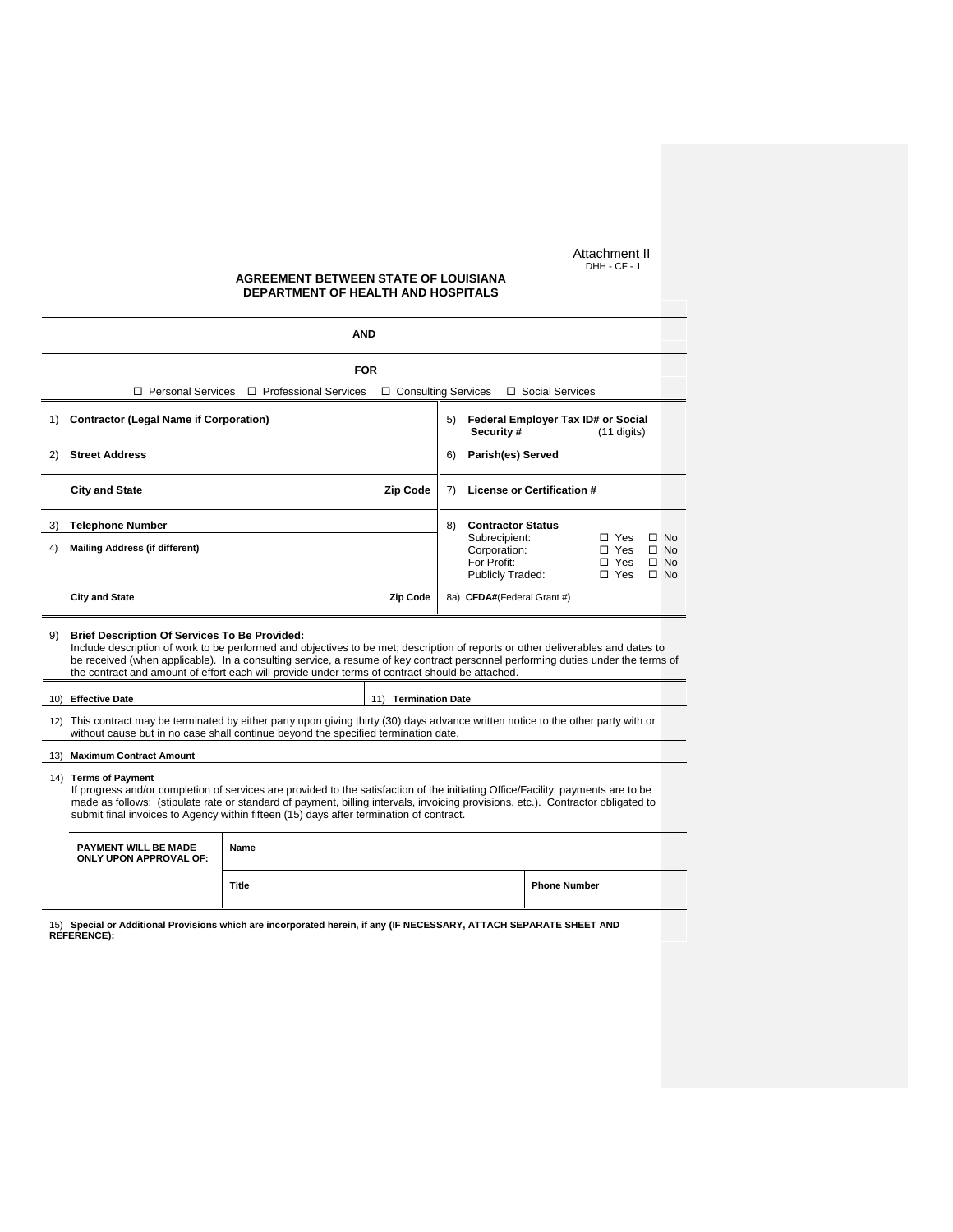Attachment II
DHH - CF - 1

**AGREEMENT BETWEEN STATE OF LOUISIANA**
**DEPARTMENT OF HEALTH AND HOSPITALS**

**AND**

**FOR**

☐ Personal Services ☐ Professional Services ☐ Consulting Services ☐ Social Services

| | | | |
|---|---|---|---|
| 1) **Contractor (Legal Name if Corporation)** | | 5) **Federal Employer Tax ID# or Social Security #** (11 digits) | |
| 2) **Street Address** | | 6) **Parish(es) Served** | |
| **City and State** | **Zip Code** | 7) **License or Certification #** | |
| 3) **Telephone Number** | | 8) **Contractor Status** | |
| 4) **Mailing Address (if different)** | | Subrecipient: | ☐ Yes ☐ No |
| | | Corporation: | ☐ Yes ☐ No |
| | | For Profit: | ☐ Yes ☐ No |
| | | Publicly Traded: | ☐ Yes ☐ No |
| **City and State** | **Zip Code** | 8a) **CFDA#**(Federal Grant #) | |

9) **Brief Description Of Services To Be Provided:**
Include description of work to be performed and objectives to be met; description of reports or other deliverables and dates to be received (when applicable). In a consulting service, a resume of key contract personnel performing duties under the terms of the contract and amount of effort each will provide under terms of contract should be attached.

| | |
|---|---|
| 10) **Effective Date** | 11) **Termination Date** |

12) This contract may be terminated by either party upon giving thirty (30) days advance written notice to the other party with or without cause but in no case shall continue beyond the specified termination date.

13) **Maximum Contract Amount**

14) **Terms of Payment**
If progress and/or completion of services are provided to the satisfaction of the initiating Office/Facility, payments are to be made as follows: (stipulate rate or standard of payment, billing intervals, invoicing provisions, etc.). Contractor obligated to submit final invoices to Agency within fifteen (15) days after termination of contract.

| | | |
|---|---|---|
| **PAYMENT WILL BE MADE ONLY UPON APPROVAL OF:** | **Name** | |
| | **Title** | **Phone Number** |

15) **Special or Additional Provisions which are incorporated herein, if any (IF NECESSARY, ATTACH SEPARATE SHEET AND REFERENCE):**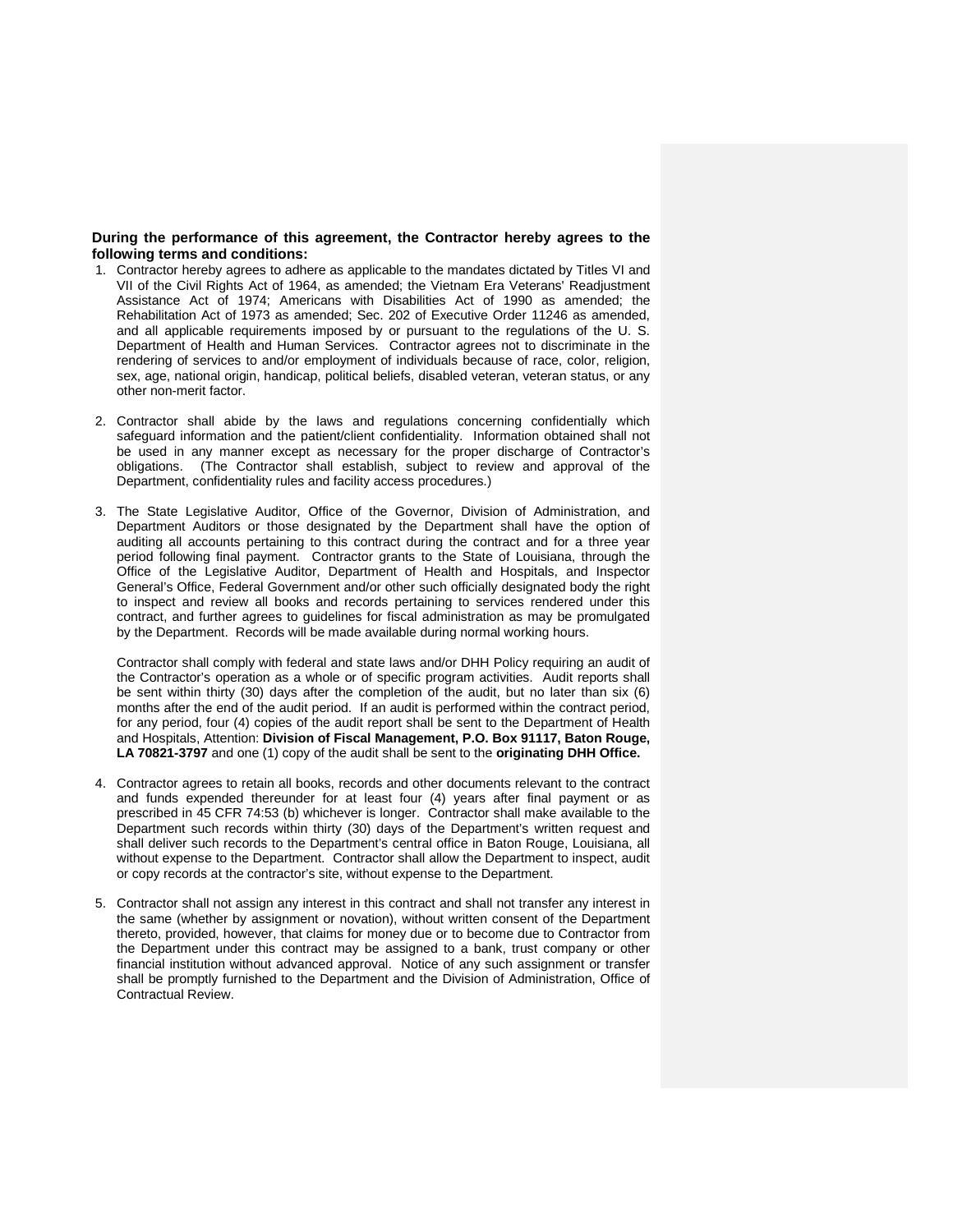**During the performance of this agreement, the Contractor hereby agrees to the following terms and conditions:**

1. Contractor hereby agrees to adhere as applicable to the mandates dictated by Titles VI and VII of the Civil Rights Act of 1964, as amended; the Vietnam Era Veterans' Readjustment Assistance Act of 1974; Americans with Disabilities Act of 1990 as amended; the Rehabilitation Act of 1973 as amended; Sec. 202 of Executive Order 11246 as amended, and all applicable requirements imposed by or pursuant to the regulations of the U. S. Department of Health and Human Services. Contractor agrees not to discriminate in the rendering of services to and/or employment of individuals because of race, color, religion, sex, age, national origin, handicap, political beliefs, disabled veteran, veteran status, or any other non-merit factor.

2. Contractor shall abide by the laws and regulations concerning confidentially which safeguard information and the patient/client confidentiality. Information obtained shall not be used in any manner except as necessary for the proper discharge of Contractor's obligations. (The Contractor shall establish, subject to review and approval of the Department, confidentiality rules and facility access procedures.)

3. The State Legislative Auditor, Office of the Governor, Division of Administration, and Department Auditors or those designated by the Department shall have the option of auditing all accounts pertaining to this contract during the contract and for a three year period following final payment. Contractor grants to the State of Louisiana, through the Office of the Legislative Auditor, Department of Health and Hospitals, and Inspector General's Office, Federal Government and/or other such officially designated body the right to inspect and review all books and records pertaining to services rendered under this contract, and further agrees to guidelines for fiscal administration as may be promulgated by the Department. Records will be made available during normal working hours.

   Contractor shall comply with federal and state laws and/or DHH Policy requiring an audit of the Contractor's operation as a whole or of specific program activities. Audit reports shall be sent within thirty (30) days after the completion of the audit, but no later than six (6) months after the end of the audit period. If an audit is performed within the contract period, for any period, four (4) copies of the audit report shall be sent to the Department of Health and Hospitals, Attention: **Division of Fiscal Management, P.O. Box 91117, Baton Rouge, LA 70821-3797** and one (1) copy of the audit shall be sent to the **originating DHH Office.**

4. Contractor agrees to retain all books, records and other documents relevant to the contract and funds expended thereunder for at least four (4) years after final payment or as prescribed in 45 CFR 74:53 (b) whichever is longer. Contractor shall make available to the Department such records within thirty (30) days of the Department's written request and shall deliver such records to the Department's central office in Baton Rouge, Louisiana, all without expense to the Department. Contractor shall allow the Department to inspect, audit or copy records at the contractor's site, without expense to the Department.

5. Contractor shall not assign any interest in this contract and shall not transfer any interest in the same (whether by assignment or novation), without written consent of the Department thereto, provided, however, that claims for money due or to become due to Contractor from the Department under this contract may be assigned to a bank, trust company or other financial institution without advanced approval. Notice of any such assignment or transfer shall be promptly furnished to the Department and the Division of Administration, Office of Contractual Review.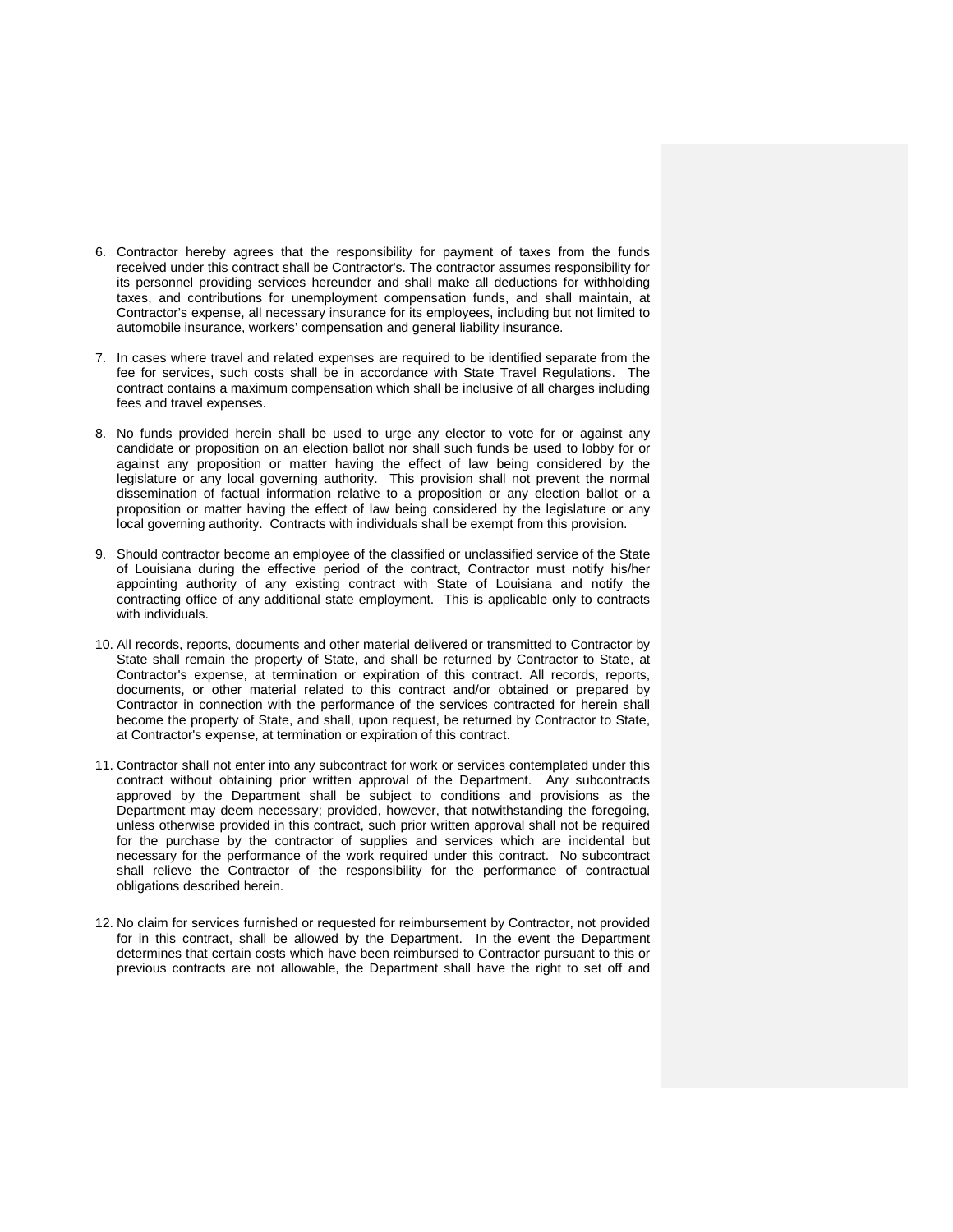6. Contractor hereby agrees that the responsibility for payment of taxes from the funds received under this contract shall be Contractor's. The contractor assumes responsibility for its personnel providing services hereunder and shall make all deductions for withholding taxes, and contributions for unemployment compensation funds, and shall maintain, at Contractor's expense, all necessary insurance for its employees, including but not limited to automobile insurance, workers' compensation and general liability insurance.

7. In cases where travel and related expenses are required to be identified separate from the fee for services, such costs shall be in accordance with State Travel Regulations. The contract contains a maximum compensation which shall be inclusive of all charges including fees and travel expenses.

8. No funds provided herein shall be used to urge any elector to vote for or against any candidate or proposition on an election ballot nor shall such funds be used to lobby for or against any proposition or matter having the effect of law being considered by the legislature or any local governing authority. This provision shall not prevent the normal dissemination of factual information relative to a proposition or any election ballot or a proposition or matter having the effect of law being considered by the legislature or any local governing authority. Contracts with individuals shall be exempt from this provision.

9. Should contractor become an employee of the classified or unclassified service of the State of Louisiana during the effective period of the contract, Contractor must notify his/her appointing authority of any existing contract with State of Louisiana and notify the contracting office of any additional state employment. This is applicable only to contracts with individuals.

10. All records, reports, documents and other material delivered or transmitted to Contractor by State shall remain the property of State, and shall be returned by Contractor to State, at Contractor's expense, at termination or expiration of this contract. All records, reports, documents, or other material related to this contract and/or obtained or prepared by Contractor in connection with the performance of the services contracted for herein shall become the property of State, and shall, upon request, be returned by Contractor to State, at Contractor's expense, at termination or expiration of this contract.

11. Contractor shall not enter into any subcontract for work or services contemplated under this contract without obtaining prior written approval of the Department. Any subcontracts approved by the Department shall be subject to conditions and provisions as the Department may deem necessary; provided, however, that notwithstanding the foregoing, unless otherwise provided in this contract, such prior written approval shall not be required for the purchase by the contractor of supplies and services which are incidental but necessary for the performance of the work required under this contract. No subcontract shall relieve the Contractor of the responsibility for the performance of contractual obligations described herein.

12. No claim for services furnished or requested for reimbursement by Contractor, not provided for in this contract, shall be allowed by the Department. In the event the Department determines that certain costs which have been reimbursed to Contractor pursuant to this or previous contracts are not allowable, the Department shall have the right to set off and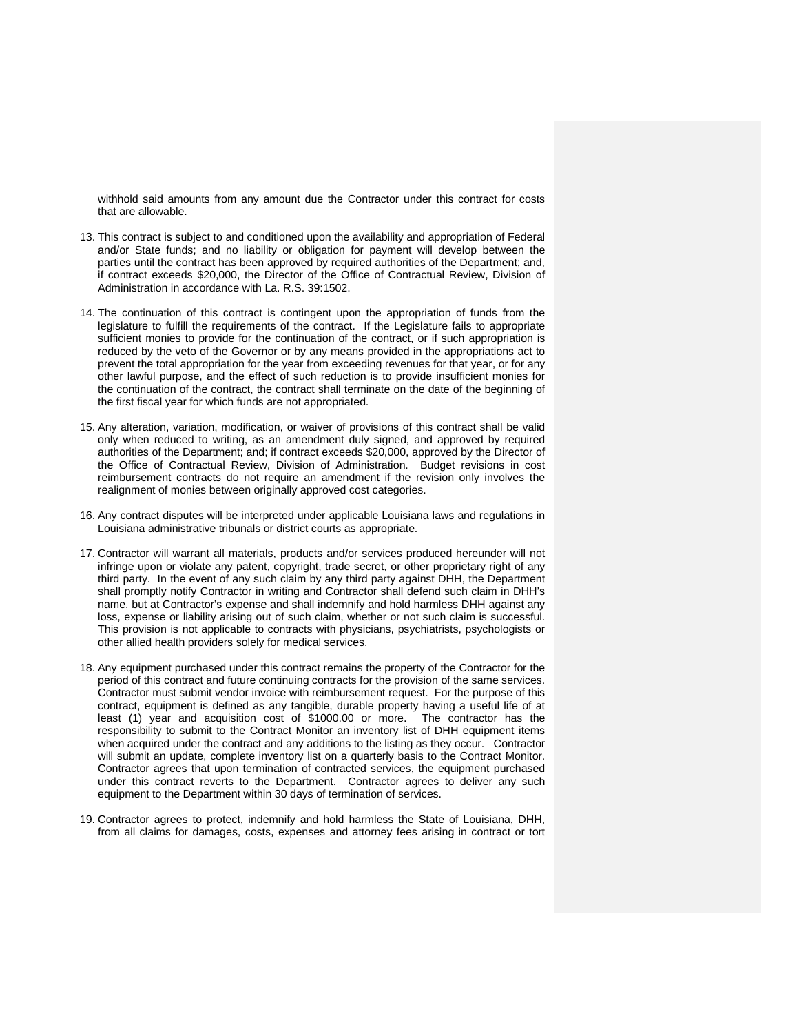withhold said amounts from any amount due the Contractor under this contract for costs that are allowable.

13. This contract is subject to and conditioned upon the availability and appropriation of Federal and/or State funds; and no liability or obligation for payment will develop between the parties until the contract has been approved by required authorities of the Department; and, if contract exceeds $20,000, the Director of the Office of Contractual Review, Division of Administration in accordance with La. R.S. 39:1502.

14. The continuation of this contract is contingent upon the appropriation of funds from the legislature to fulfill the requirements of the contract. If the Legislature fails to appropriate sufficient monies to provide for the continuation of the contract, or if such appropriation is reduced by the veto of the Governor or by any means provided in the appropriations act to prevent the total appropriation for the year from exceeding revenues for that year, or for any other lawful purpose, and the effect of such reduction is to provide insufficient monies for the continuation of the contract, the contract shall terminate on the date of the beginning of the first fiscal year for which funds are not appropriated.

15. Any alteration, variation, modification, or waiver of provisions of this contract shall be valid only when reduced to writing, as an amendment duly signed, and approved by required authorities of the Department; and; if contract exceeds $20,000, approved by the Director of the Office of Contractual Review, Division of Administration. Budget revisions in cost reimbursement contracts do not require an amendment if the revision only involves the realignment of monies between originally approved cost categories.

16. Any contract disputes will be interpreted under applicable Louisiana laws and regulations in Louisiana administrative tribunals or district courts as appropriate.

17. Contractor will warrant all materials, products and/or services produced hereunder will not infringe upon or violate any patent, copyright, trade secret, or other proprietary right of any third party. In the event of any such claim by any third party against DHH, the Department shall promptly notify Contractor in writing and Contractor shall defend such claim in DHH's name, but at Contractor's expense and shall indemnify and hold harmless DHH against any loss, expense or liability arising out of such claim, whether or not such claim is successful. This provision is not applicable to contracts with physicians, psychiatrists, psychologists or other allied health providers solely for medical services.

18. Any equipment purchased under this contract remains the property of the Contractor for the period of this contract and future continuing contracts for the provision of the same services. Contractor must submit vendor invoice with reimbursement request. For the purpose of this contract, equipment is defined as any tangible, durable property having a useful life of at least (1) year and acquisition cost of $1000.00 or more. The contractor has the responsibility to submit to the Contract Monitor an inventory list of DHH equipment items when acquired under the contract and any additions to the listing as they occur. Contractor will submit an update, complete inventory list on a quarterly basis to the Contract Monitor. Contractor agrees that upon termination of contracted services, the equipment purchased under this contract reverts to the Department. Contractor agrees to deliver any such equipment to the Department within 30 days of termination of services.

19. Contractor agrees to protect, indemnify and hold harmless the State of Louisiana, DHH, from all claims for damages, costs, expenses and attorney fees arising in contract or tort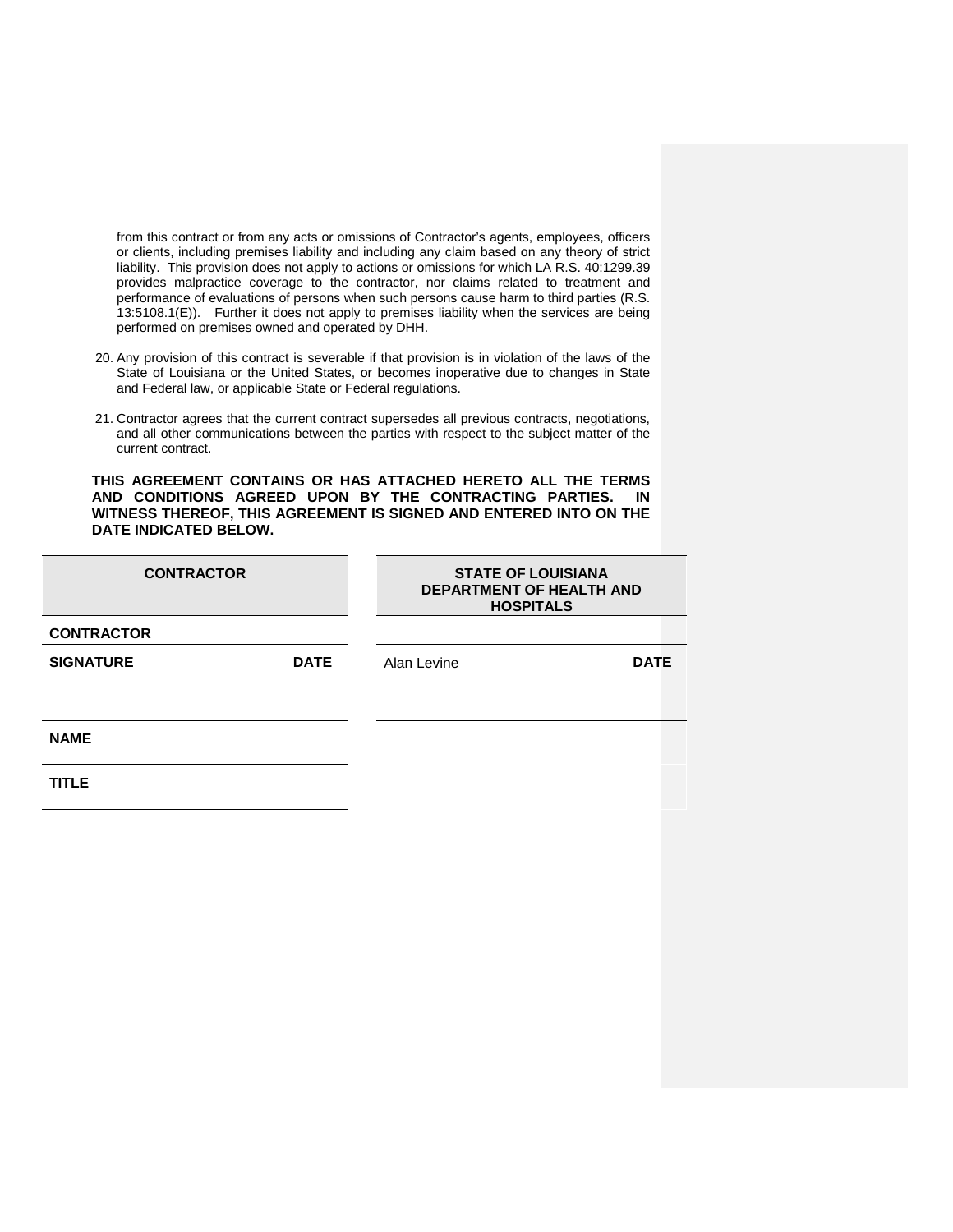from this contract or from any acts or omissions of Contractor's agents, employees, officers or clients, including premises liability and including any claim based on any theory of strict liability. This provision does not apply to actions or omissions for which LA R.S. 40:1299.39 provides malpractice coverage to the contractor, nor claims related to treatment and performance of evaluations of persons when such persons cause harm to third parties (R.S. 13:5108.1(E)). Further it does not apply to premises liability when the services are being performed on premises owned and operated by DHH.

20. Any provision of this contract is severable if that provision is in violation of the laws of the State of Louisiana or the United States, or becomes inoperative due to changes in State and Federal law, or applicable State or Federal regulations.

21. Contractor agrees that the current contract supersedes all previous contracts, negotiations, and all other communications between the parties with respect to the subject matter of the current contract.

**THIS AGREEMENT CONTAINS OR HAS ATTACHED HERETO ALL THE TERMS AND CONDITIONS AGREED UPON BY THE CONTRACTING PARTIES. IN WITNESS THEREOF, THIS AGREEMENT IS SIGNED AND ENTERED INTO ON THE DATE INDICATED BELOW.**

| **CONTRACTOR** | | **STATE OF LOUISIANA DEPARTMENT OF HEALTH AND HOSPITALS** | |
|---|---|---|---|
| **CONTRACTOR** | | | |
| **SIGNATURE** | **DATE** | Alan Levine | **DATE** |
| **NAME** | | | |
| **TITLE** | | | |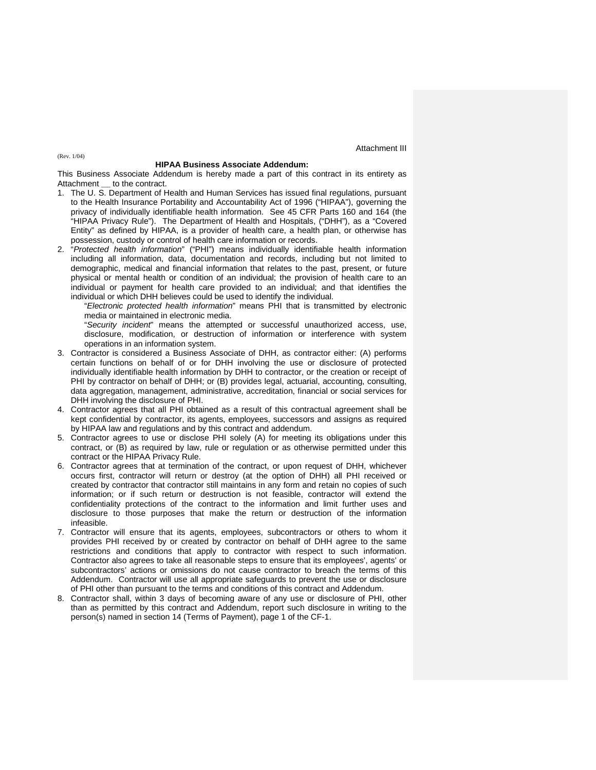Attachment III

(Rev. 1/04)

**HIPAA Business Associate Addendum:**

This Business Associate Addendum is hereby made a part of this contract in its entirety as Attachment __ to the contract.

1. The U. S. Department of Health and Human Services has issued final regulations, pursuant to the Health Insurance Portability and Accountability Act of 1996 ("HIPAA"), governing the privacy of individually identifiable health information. See 45 CFR Parts 160 and 164 (the "HIPAA Privacy Rule"). The Department of Health and Hospitals, ("DHH"), as a "Covered Entity" as defined by HIPAA, is a provider of health care, a health plan, or otherwise has possession, custody or control of health care information or records.
2. "*Protected health information*" ("PHI") means individually identifiable health information including all information, data, documentation and records, including but not limited to demographic, medical and financial information that relates to the past, present, or future physical or mental health or condition of an individual; the provision of health care to an individual or payment for health care provided to an individual; and that identifies the individual or which DHH believes could be used to identify the individual.

   "*Electronic protected health information*" means PHI that is transmitted by electronic media or maintained in electronic media.

   "*Security incident*" means the attempted or successful unauthorized access, use, disclosure, modification, or destruction of information or interference with system operations in an information system.
3. Contractor is considered a Business Associate of DHH, as contractor either: (A) performs certain functions on behalf of or for DHH involving the use or disclosure of protected individually identifiable health information by DHH to contractor, or the creation or receipt of PHI by contractor on behalf of DHH; or (B) provides legal, actuarial, accounting, consulting, data aggregation, management, administrative, accreditation, financial or social services for DHH involving the disclosure of PHI.
4. Contractor agrees that all PHI obtained as a result of this contractual agreement shall be kept confidential by contractor, its agents, employees, successors and assigns as required by HIPAA law and regulations and by this contract and addendum.
5. Contractor agrees to use or disclose PHI solely (A) for meeting its obligations under this contract, or (B) as required by law, rule or regulation or as otherwise permitted under this contract or the HIPAA Privacy Rule.
6. Contractor agrees that at termination of the contract, or upon request of DHH, whichever occurs first, contractor will return or destroy (at the option of DHH) all PHI received or created by contractor that contractor still maintains in any form and retain no copies of such information; or if such return or destruction is not feasible, contractor will extend the confidentiality protections of the contract to the information and limit further uses and disclosure to those purposes that make the return or destruction of the information infeasible.
7. Contractor will ensure that its agents, employees, subcontractors or others to whom it provides PHI received by or created by contractor on behalf of DHH agree to the same restrictions and conditions that apply to contractor with respect to such information. Contractor also agrees to take all reasonable steps to ensure that its employees', agents' or subcontractors' actions or omissions do not cause contractor to breach the terms of this Addendum. Contractor will use all appropriate safeguards to prevent the use or disclosure of PHI other than pursuant to the terms and conditions of this contract and Addendum.
8. Contractor shall, within 3 days of becoming aware of any use or disclosure of PHI, other than as permitted by this contract and Addendum, report such disclosure in writing to the person(s) named in section 14 (Terms of Payment), page 1 of the CF-1.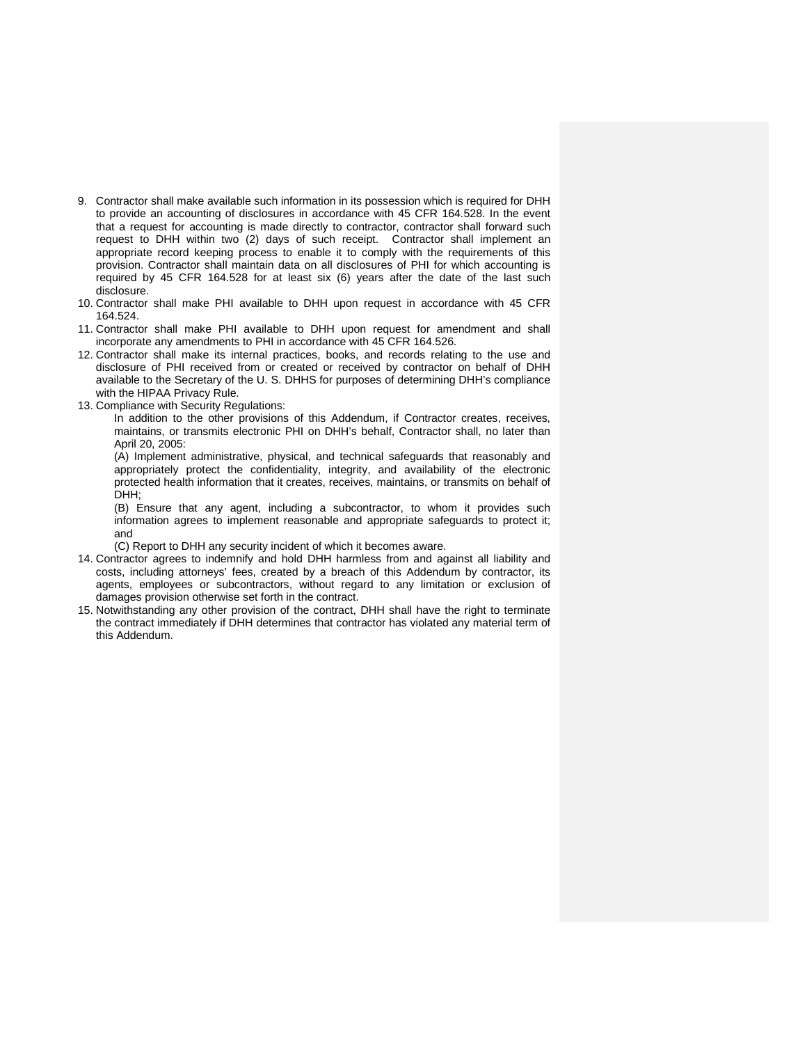9. Contractor shall make available such information in its possession which is required for DHH to provide an accounting of disclosures in accordance with 45 CFR 164.528. In the event that a request for accounting is made directly to contractor, contractor shall forward such request to DHH within two (2) days of such receipt. Contractor shall implement an appropriate record keeping process to enable it to comply with the requirements of this provision. Contractor shall maintain data on all disclosures of PHI for which accounting is required by 45 CFR 164.528 for at least six (6) years after the date of the last such disclosure.
10. Contractor shall make PHI available to DHH upon request in accordance with 45 CFR 164.524.
11. Contractor shall make PHI available to DHH upon request for amendment and shall incorporate any amendments to PHI in accordance with 45 CFR 164.526.
12. Contractor shall make its internal practices, books, and records relating to the use and disclosure of PHI received from or created or received by contractor on behalf of DHH available to the Secretary of the U. S. DHHS for purposes of determining DHH's compliance with the HIPAA Privacy Rule.
13. Compliance with Security Regulations:

    In addition to the other provisions of this Addendum, if Contractor creates, receives, maintains, or transmits electronic PHI on DHH's behalf, Contractor shall, no later than April 20, 2005:

    (A) Implement administrative, physical, and technical safeguards that reasonably and appropriately protect the confidentiality, integrity, and availability of the electronic protected health information that it creates, receives, maintains, or transmits on behalf of DHH;

    (B) Ensure that any agent, including a subcontractor, to whom it provides such information agrees to implement reasonable and appropriate safeguards to protect it; and

    (C) Report to DHH any security incident of which it becomes aware.
14. Contractor agrees to indemnify and hold DHH harmless from and against all liability and costs, including attorneys' fees, created by a breach of this Addendum by contractor, its agents, employees or subcontractors, without regard to any limitation or exclusion of damages provision otherwise set forth in the contract.
15. Notwithstanding any other provision of the contract, DHH shall have the right to terminate the contract immediately if DHH determines that contractor has violated any material term of this Addendum.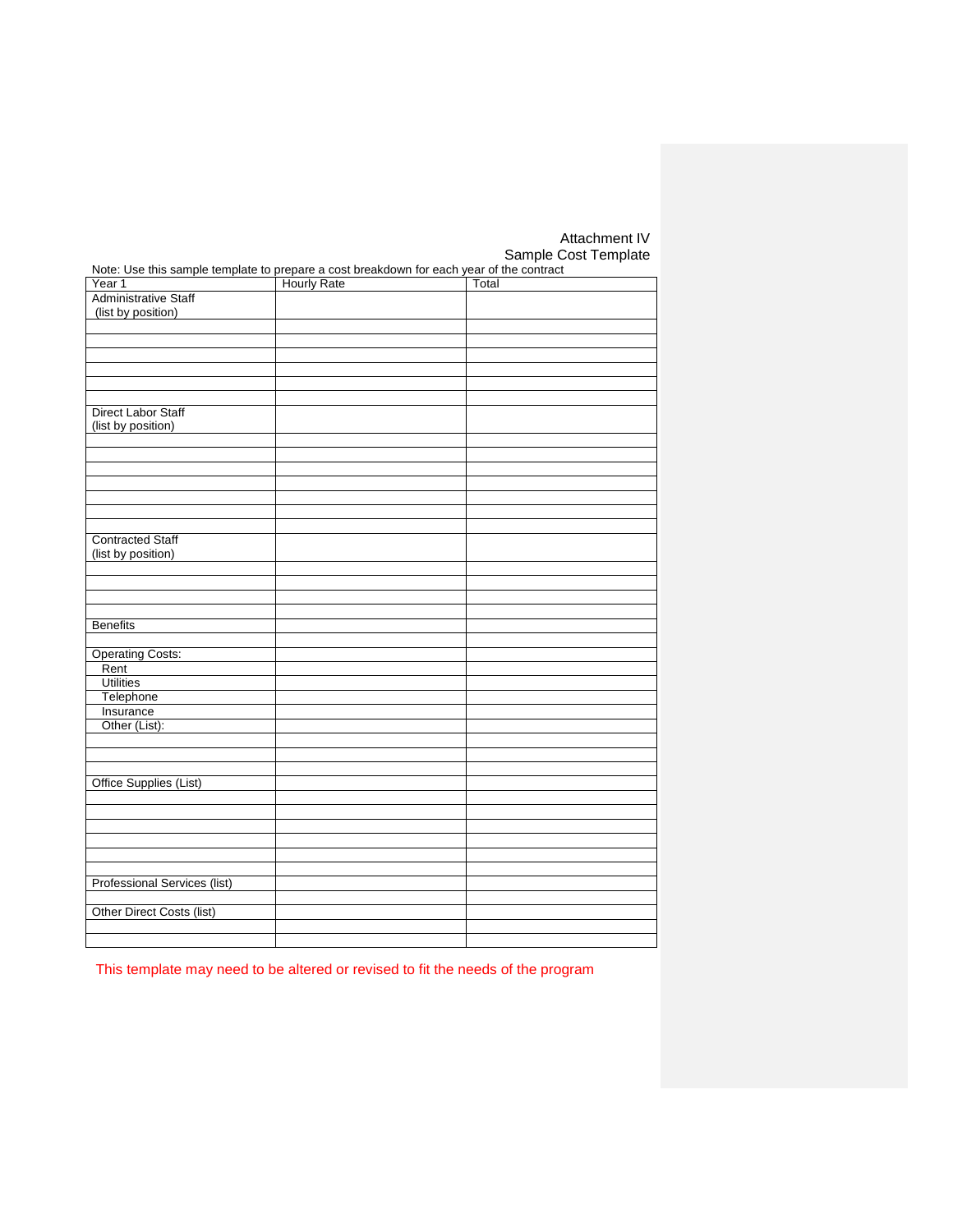Attachment IV

Sample Cost Template

Note: Use this sample template to prepare a cost breakdown for each year of the contract

| Year 1 | Hourly Rate | Total |
|---|---|---|
| Administrative Staff (list by position) | | |
| | | |
| | | |
| | | |
| | | |
| | | |
| | | |
| Direct Labor Staff (list by position) | | |
| | | |
| | | |
| | | |
| | | |
| | | |
| | | |
| | | |
| Contracted Staff (list by position) | | |
| | | |
| | | |
| | | |
| | | |
| Benefits | | |
| | | |
| Operating Costs: | | |
| Rent | | |
| Utilities | | |
| Telephone | | |
| Insurance | | |
| Other (List): | | |
| | | |
| | | |
| | | |
| Office Supplies (List) | | |
| | | |
| | | |
| | | |
| | | |
| | | |
| | | |
| Professional Services (list) | | |
| | | |
| Other Direct Costs (list) | | |
| | | |
| | | |

This template may need to be altered or revised to fit the needs of the program